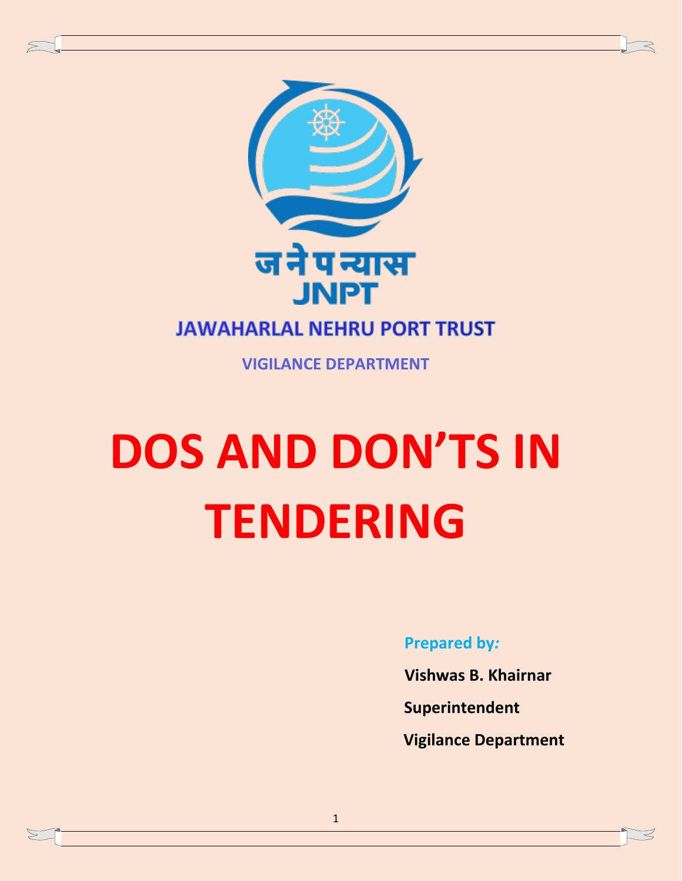जनेपन्यास
JNPT

**JAWAHARLAL NEHRU PORT TRUST**

**VIGILANCE DEPARTMENT**

# DOS AND DON'TS IN TENDERING

**Prepared by:**

**Vishwas B. Khairnar**

**Superintendent**

**Vigilance Department**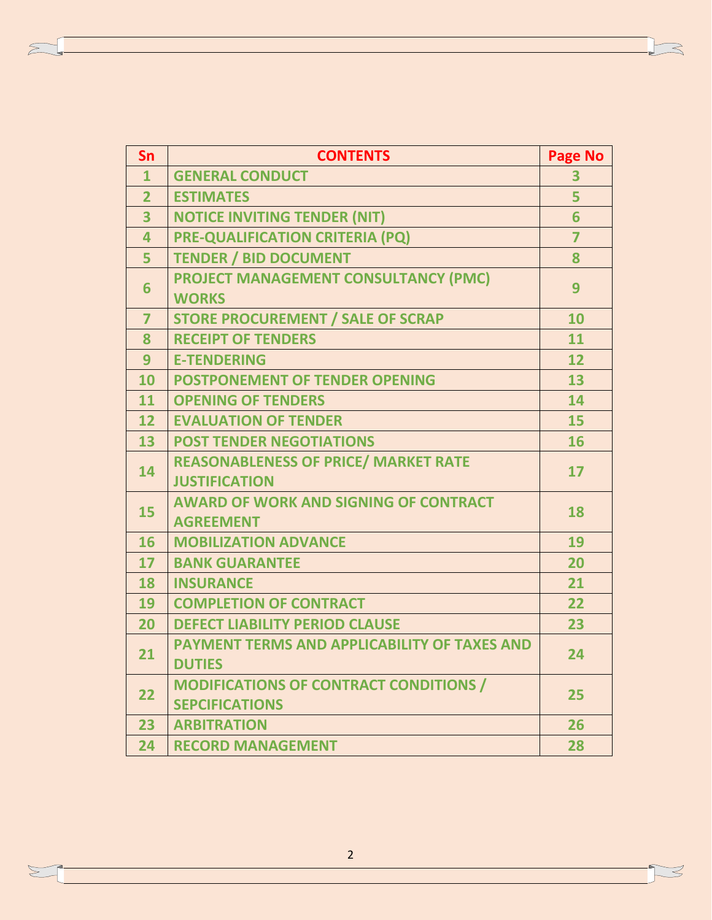| Sn | CONTENTS | Page No |
|---|---|---|
| 1 | GENERAL CONDUCT | 3 |
| 2 | ESTIMATES | 5 |
| 3 | NOTICE INVITING TENDER (NIT) | 6 |
| 4 | PRE-QUALIFICATION CRITERIA (PQ) | 7 |
| 5 | TENDER / BID DOCUMENT | 8 |
| 6 | PROJECT MANAGEMENT CONSULTANCY (PMC) WORKS | 9 |
| 7 | STORE PROCUREMENT / SALE OF SCRAP | 10 |
| 8 | RECEIPT OF TENDERS | 11 |
| 9 | E-TENDERING | 12 |
| 10 | POSTPONEMENT OF TENDER OPENING | 13 |
| 11 | OPENING OF TENDERS | 14 |
| 12 | EVALUATION OF TENDER | 15 |
| 13 | POST TENDER NEGOTIATIONS | 16 |
| 14 | REASONABLENESS OF PRICE/ MARKET RATE JUSTIFICATION | 17 |
| 15 | AWARD OF WORK AND SIGNING OF CONTRACT AGREEMENT | 18 |
| 16 | MOBILIZATION ADVANCE | 19 |
| 17 | BANK GUARANTEE | 20 |
| 18 | INSURANCE | 21 |
| 19 | COMPLETION OF CONTRACT | 22 |
| 20 | DEFECT LIABILITY PERIOD CLAUSE | 23 |
| 21 | PAYMENT TERMS AND APPLICABILITY OF TAXES AND DUTIES | 24 |
| 22 | MODIFICATIONS OF CONTRACT CONDITIONS / SEPCIFICATIONS | 25 |
| 23 | ARBITRATION | 26 |
| 24 | RECORD MANAGEMENT | 28 |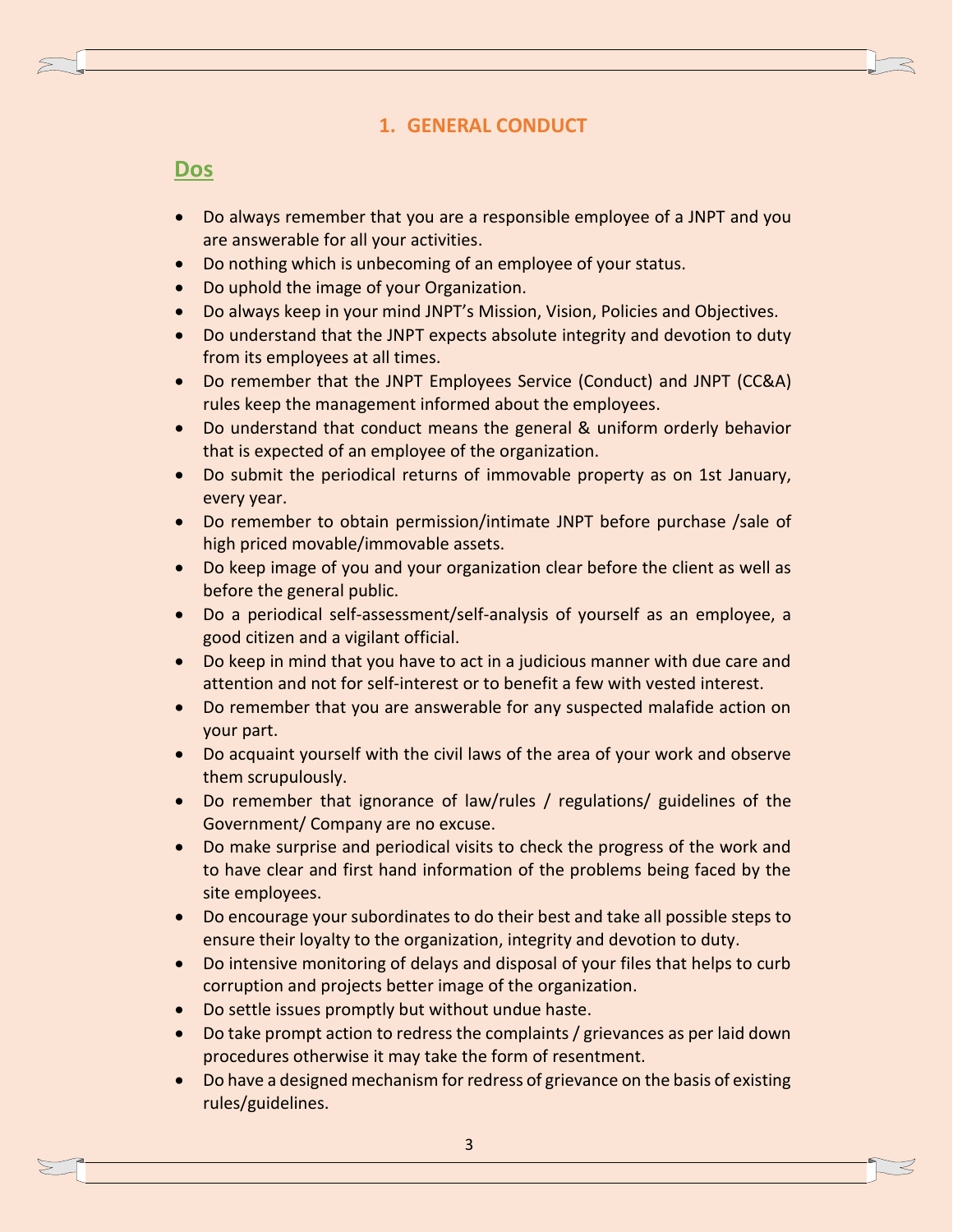## 1. GENERAL CONDUCT

### Dos

- Do always remember that you are a responsible employee of a JNPT and you are answerable for all your activities.
- Do nothing which is unbecoming of an employee of your status.
- Do uphold the image of your Organization.
- Do always keep in your mind JNPT's Mission, Vision, Policies and Objectives.
- Do understand that the JNPT expects absolute integrity and devotion to duty from its employees at all times.
- Do remember that the JNPT Employees Service (Conduct) and JNPT (CC&A) rules keep the management informed about the employees.
- Do understand that conduct means the general & uniform orderly behavior that is expected of an employee of the organization.
- Do submit the periodical returns of immovable property as on 1st January, every year.
- Do remember to obtain permission/intimate JNPT before purchase /sale of high priced movable/immovable assets.
- Do keep image of you and your organization clear before the client as well as before the general public.
- Do a periodical self-assessment/self-analysis of yourself as an employee, a good citizen and a vigilant official.
- Do keep in mind that you have to act in a judicious manner with due care and attention and not for self-interest or to benefit a few with vested interest.
- Do remember that you are answerable for any suspected malafide action on your part.
- Do acquaint yourself with the civil laws of the area of your work and observe them scrupulously.
- Do remember that ignorance of law/rules / regulations/ guidelines of the Government/ Company are no excuse.
- Do make surprise and periodical visits to check the progress of the work and to have clear and first hand information of the problems being faced by the site employees.
- Do encourage your subordinates to do their best and take all possible steps to ensure their loyalty to the organization, integrity and devotion to duty.
- Do intensive monitoring of delays and disposal of your files that helps to curb corruption and projects better image of the organization.
- Do settle issues promptly but without undue haste.
- Do take prompt action to redress the complaints / grievances as per laid down procedures otherwise it may take the form of resentment.
- Do have a designed mechanism for redress of grievance on the basis of existing rules/guidelines.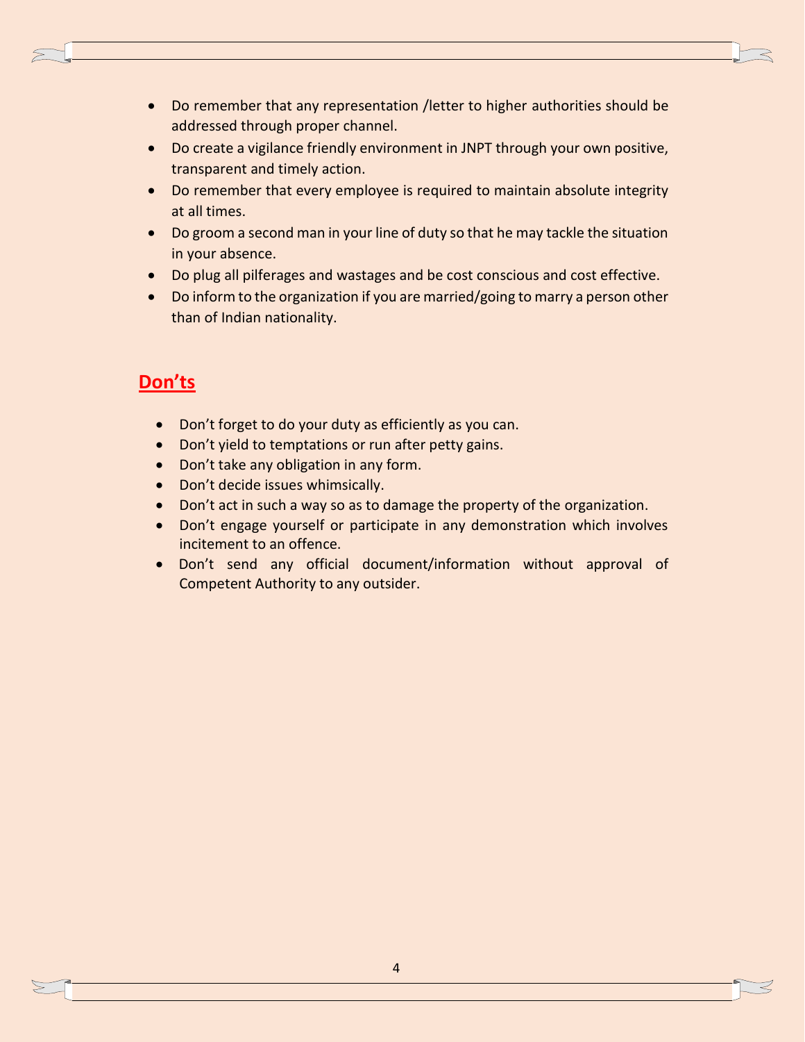- Do remember that any representation /letter to higher authorities should be addressed through proper channel.
- Do create a vigilance friendly environment in JNPT through your own positive, transparent and timely action.
- Do remember that every employee is required to maintain absolute integrity at all times.
- Do groom a second man in your line of duty so that he may tackle the situation in your absence.
- Do plug all pilferages and wastages and be cost conscious and cost effective.
- Do inform to the organization if you are married/going to marry a person other than of Indian nationality.

## Don'ts

- Don't forget to do your duty as efficiently as you can.
- Don't yield to temptations or run after petty gains.
- Don't take any obligation in any form.
- Don't decide issues whimsically.
- Don't act in such a way so as to damage the property of the organization.
- Don't engage yourself or participate in any demonstration which involves incitement to an offence.
- Don't send any official document/information without approval of Competent Authority to any outsider.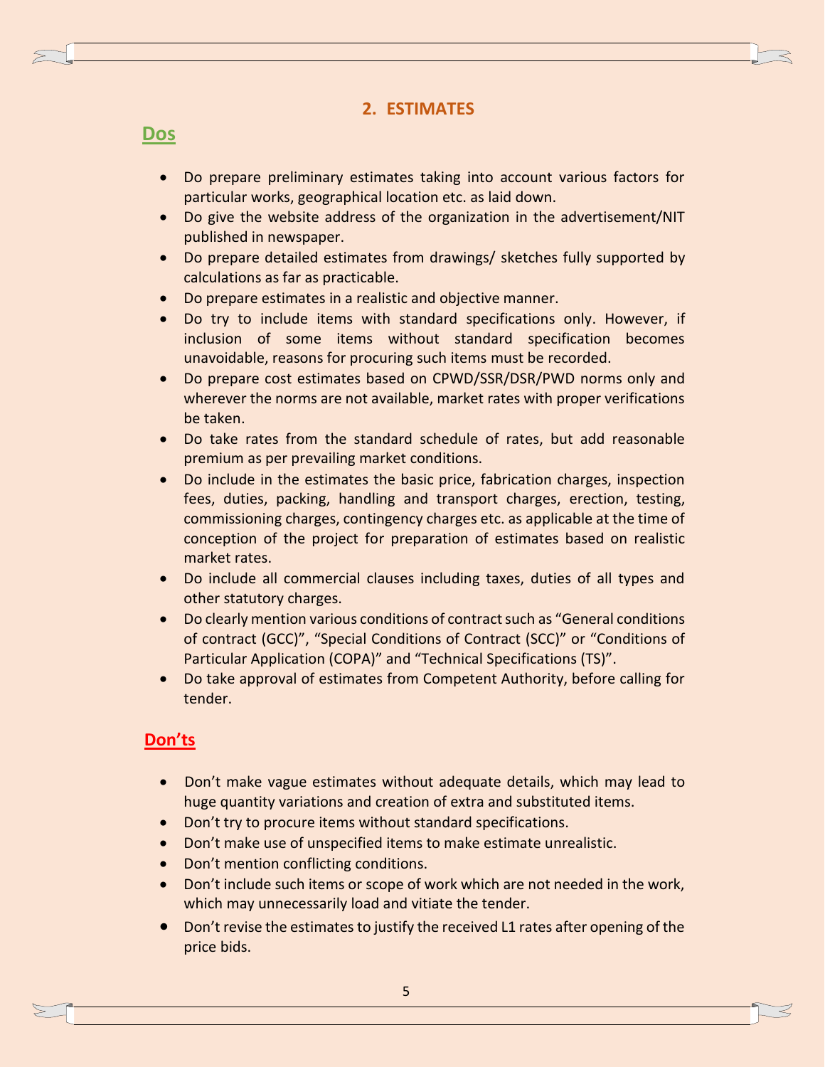## 2. ESTIMATES

### Dos

- Do prepare preliminary estimates taking into account various factors for particular works, geographical location etc. as laid down.
- Do give the website address of the organization in the advertisement/NIT published in newspaper.
- Do prepare detailed estimates from drawings/ sketches fully supported by calculations as far as practicable.
- Do prepare estimates in a realistic and objective manner.
- Do try to include items with standard specifications only. However, if inclusion of some items without standard specification becomes unavoidable, reasons for procuring such items must be recorded.
- Do prepare cost estimates based on CPWD/SSR/DSR/PWD norms only and wherever the norms are not available, market rates with proper verifications be taken.
- Do take rates from the standard schedule of rates, but add reasonable premium as per prevailing market conditions.
- Do include in the estimates the basic price, fabrication charges, inspection fees, duties, packing, handling and transport charges, erection, testing, commissioning charges, contingency charges etc. as applicable at the time of conception of the project for preparation of estimates based on realistic market rates.
- Do include all commercial clauses including taxes, duties of all types and other statutory charges.
- Do clearly mention various conditions of contract such as “General conditions of contract (GCC)”, “Special Conditions of Contract (SCC)” or “Conditions of Particular Application (COPA)” and “Technical Specifications (TS)”.
- Do take approval of estimates from Competent Authority, before calling for tender.

### Don’ts

- Don’t make vague estimates without adequate details, which may lead to huge quantity variations and creation of extra and substituted items.
- Don’t try to procure items without standard specifications.
- Don’t make use of unspecified items to make estimate unrealistic.
- Don’t mention conflicting conditions.
- Don’t include such items or scope of work which are not needed in the work, which may unnecessarily load and vitiate the tender.
- Don’t revise the estimates to justify the received L1 rates after opening of the price bids.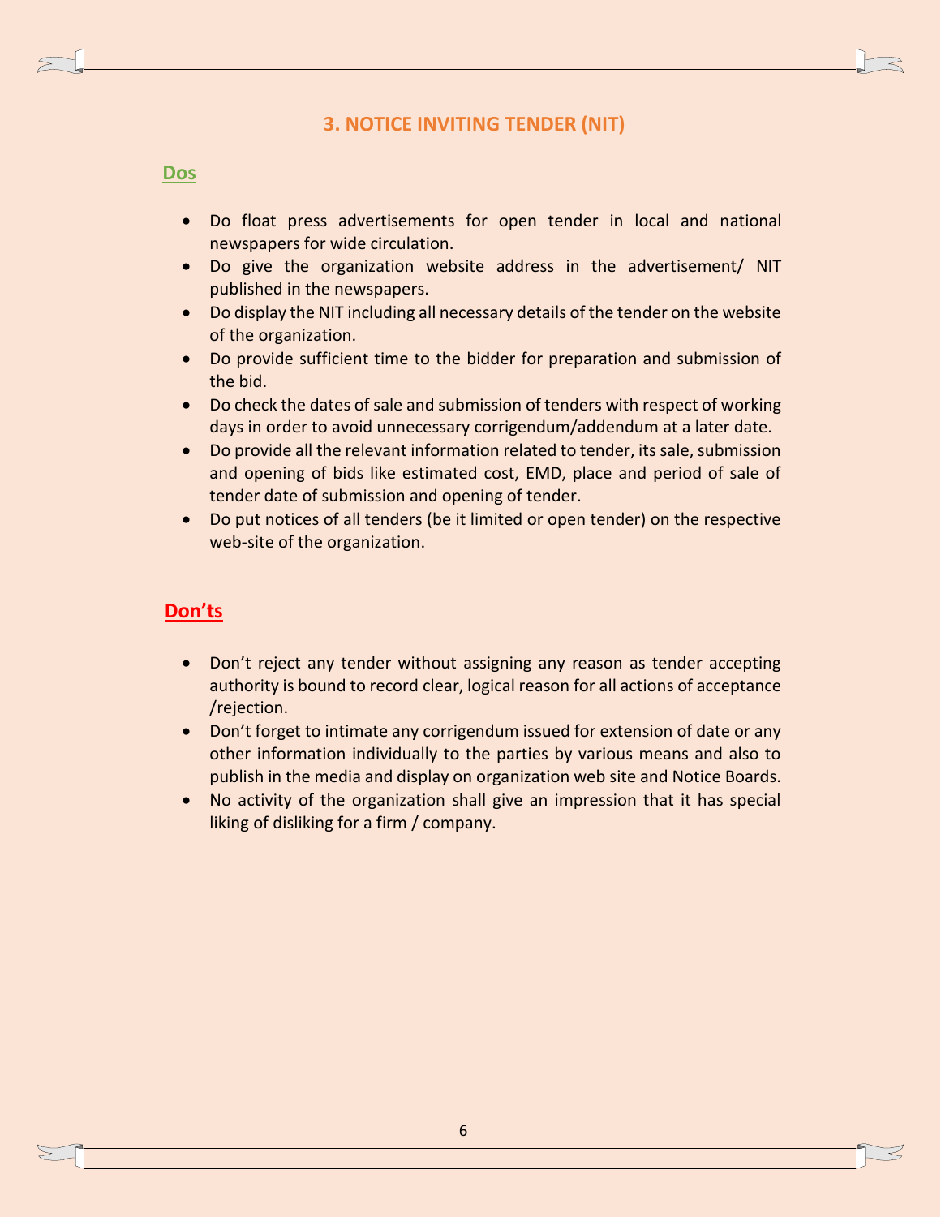## 3. NOTICE INVITING TENDER (NIT)

**Dos**

- Do float press advertisements for open tender in local and national newspapers for wide circulation.
- Do give the organization website address in the advertisement/ NIT published in the newspapers.
- Do display the NIT including all necessary details of the tender on the website of the organization.
- Do provide sufficient time to the bidder for preparation and submission of the bid.
- Do check the dates of sale and submission of tenders with respect of working days in order to avoid unnecessary corrigendum/addendum at a later date.
- Do provide all the relevant information related to tender, its sale, submission and opening of bids like estimated cost, EMD, place and period of sale of tender date of submission and opening of tender.
- Do put notices of all tenders (be it limited or open tender) on the respective web-site of the organization.

**Don'ts**

- Don't reject any tender without assigning any reason as tender accepting authority is bound to record clear, logical reason for all actions of acceptance /rejection.
- Don't forget to intimate any corrigendum issued for extension of date or any other information individually to the parties by various means and also to publish in the media and display on organization web site and Notice Boards.
- No activity of the organization shall give an impression that it has special liking of disliking for a firm / company.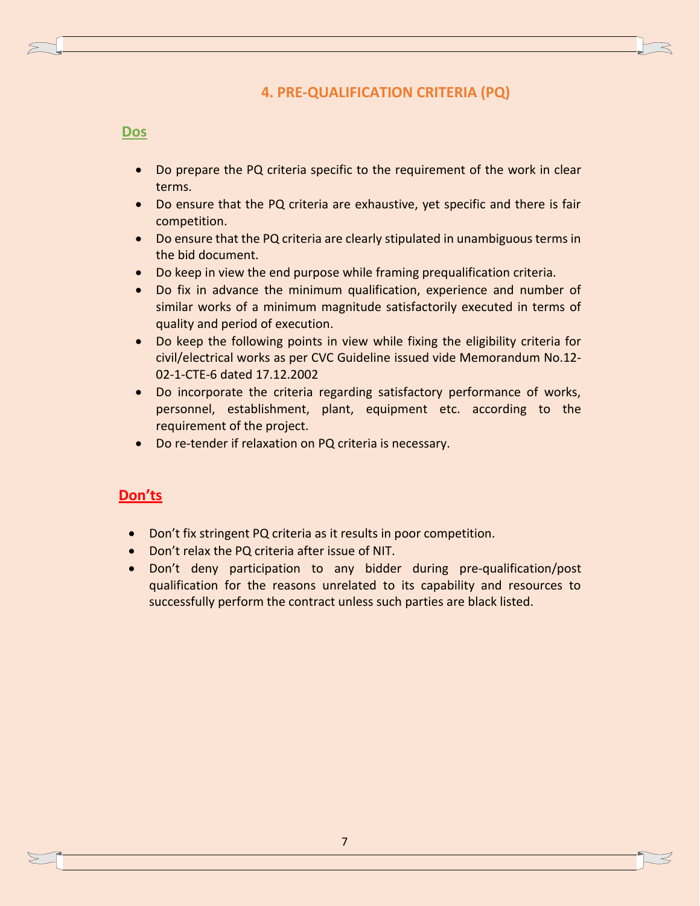## 4. PRE-QUALIFICATION CRITERIA (PQ)

### Dos

- Do prepare the PQ criteria specific to the requirement of the work in clear terms.
- Do ensure that the PQ criteria are exhaustive, yet specific and there is fair competition.
- Do ensure that the PQ criteria are clearly stipulated in unambiguous terms in the bid document.
- Do keep in view the end purpose while framing prequalification criteria.
- Do fix in advance the minimum qualification, experience and number of similar works of a minimum magnitude satisfactorily executed in terms of quality and period of execution.
- Do keep the following points in view while fixing the eligibility criteria for civil/electrical works as per CVC Guideline issued vide Memorandum No.12-02-1-CTE-6 dated 17.12.2002
- Do incorporate the criteria regarding satisfactory performance of works, personnel, establishment, plant, equipment etc. according to the requirement of the project.
- Do re-tender if relaxation on PQ criteria is necessary.

### Don'ts

- Don't fix stringent PQ criteria as it results in poor competition.
- Don't relax the PQ criteria after issue of NIT.
- Don't deny participation to any bidder during pre-qualification/post qualification for the reasons unrelated to its capability and resources to successfully perform the contract unless such parties are black listed.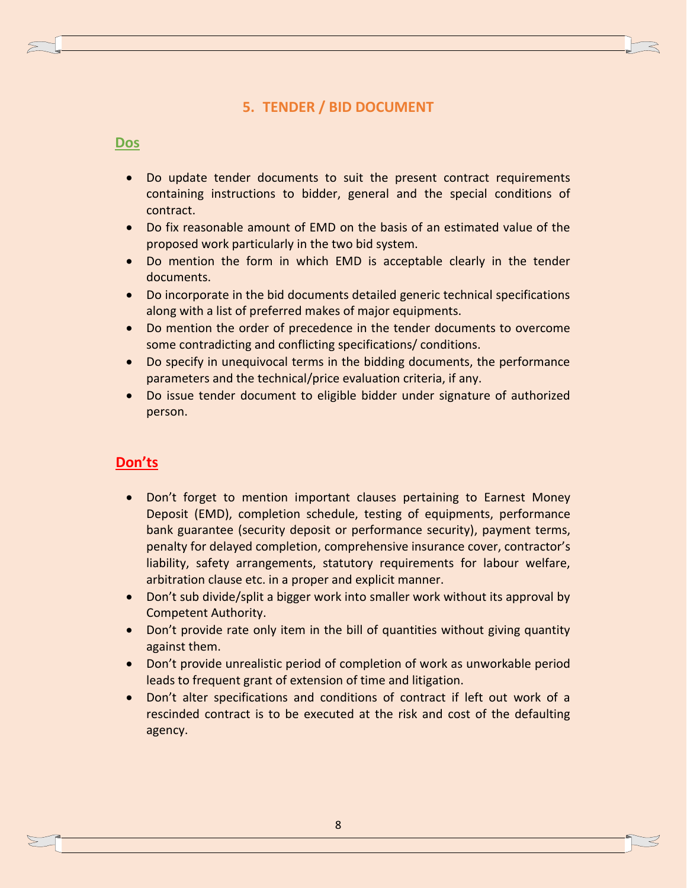## 5. TENDER / BID DOCUMENT

### Dos

- Do update tender documents to suit the present contract requirements containing instructions to bidder, general and the special conditions of contract.
- Do fix reasonable amount of EMD on the basis of an estimated value of the proposed work particularly in the two bid system.
- Do mention the form in which EMD is acceptable clearly in the tender documents.
- Do incorporate in the bid documents detailed generic technical specifications along with a list of preferred makes of major equipments.
- Do mention the order of precedence in the tender documents to overcome some contradicting and conflicting specifications/ conditions.
- Do specify in unequivocal terms in the bidding documents, the performance parameters and the technical/price evaluation criteria, if any.
- Do issue tender document to eligible bidder under signature of authorized person.

### Don'ts

- Don't forget to mention important clauses pertaining to Earnest Money Deposit (EMD), completion schedule, testing of equipments, performance bank guarantee (security deposit or performance security), payment terms, penalty for delayed completion, comprehensive insurance cover, contractor's liability, safety arrangements, statutory requirements for labour welfare, arbitration clause etc. in a proper and explicit manner.
- Don't sub divide/split a bigger work into smaller work without its approval by Competent Authority.
- Don't provide rate only item in the bill of quantities without giving quantity against them.
- Don't provide unrealistic period of completion of work as unworkable period leads to frequent grant of extension of time and litigation.
- Don't alter specifications and conditions of contract if left out work of a rescinded contract is to be executed at the risk and cost of the defaulting agency.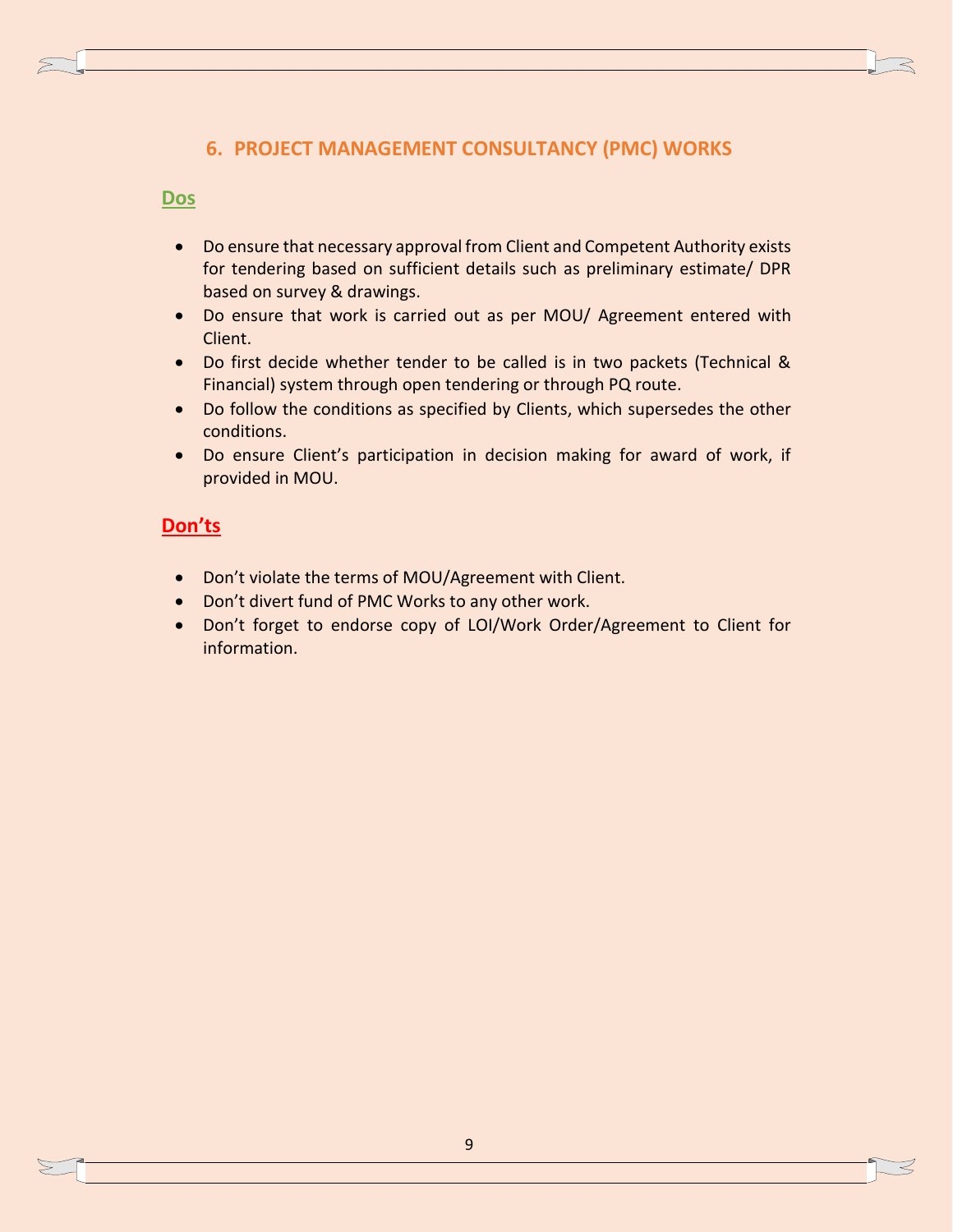## 6. PROJECT MANAGEMENT CONSULTANCY (PMC) WORKS

### Dos

- Do ensure that necessary approval from Client and Competent Authority exists for tendering based on sufficient details such as preliminary estimate/ DPR based on survey & drawings.
- Do ensure that work is carried out as per MOU/ Agreement entered with Client.
- Do first decide whether tender to be called is in two packets (Technical & Financial) system through open tendering or through PQ route.
- Do follow the conditions as specified by Clients, which supersedes the other conditions.
- Do ensure Client's participation in decision making for award of work, if provided in MOU.

### Don'ts

- Don't violate the terms of MOU/Agreement with Client.
- Don't divert fund of PMC Works to any other work.
- Don't forget to endorse copy of LOI/Work Order/Agreement to Client for information.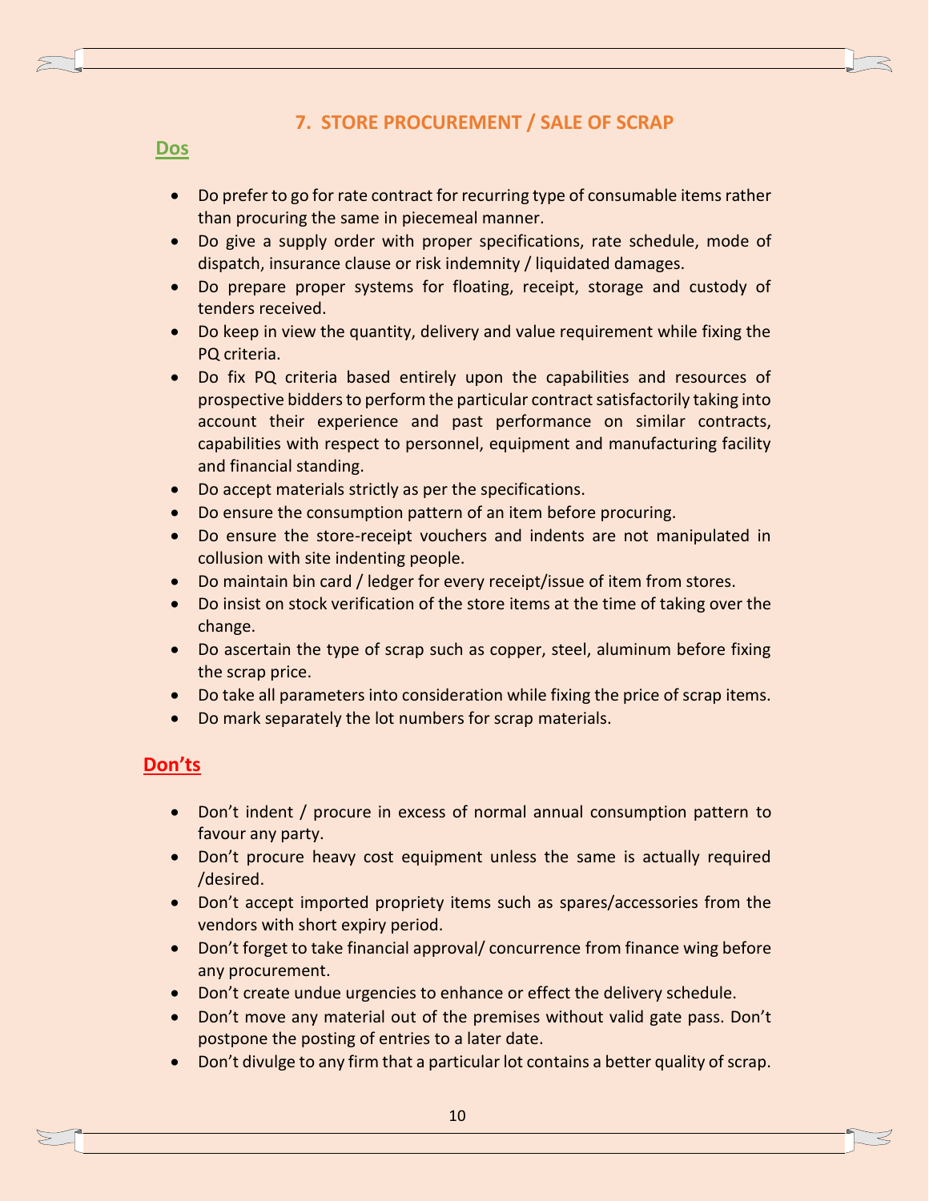## 7. STORE PROCUREMENT / SALE OF SCRAP

**Dos**

- Do prefer to go for rate contract for recurring type of consumable items rather than procuring the same in piecemeal manner.
- Do give a supply order with proper specifications, rate schedule, mode of dispatch, insurance clause or risk indemnity / liquidated damages.
- Do prepare proper systems for floating, receipt, storage and custody of tenders received.
- Do keep in view the quantity, delivery and value requirement while fixing the PQ criteria.
- Do fix PQ criteria based entirely upon the capabilities and resources of prospective bidders to perform the particular contract satisfactorily taking into account their experience and past performance on similar contracts, capabilities with respect to personnel, equipment and manufacturing facility and financial standing.
- Do accept materials strictly as per the specifications.
- Do ensure the consumption pattern of an item before procuring.
- Do ensure the store-receipt vouchers and indents are not manipulated in collusion with site indenting people.
- Do maintain bin card / ledger for every receipt/issue of item from stores.
- Do insist on stock verification of the store items at the time of taking over the change.
- Do ascertain the type of scrap such as copper, steel, aluminum before fixing the scrap price.
- Do take all parameters into consideration while fixing the price of scrap items.
- Do mark separately the lot numbers for scrap materials.

**Don'ts**

- Don't indent / procure in excess of normal annual consumption pattern to favour any party.
- Don't procure heavy cost equipment unless the same is actually required /desired.
- Don't accept imported propriety items such as spares/accessories from the vendors with short expiry period.
- Don't forget to take financial approval/ concurrence from finance wing before any procurement.
- Don't create undue urgencies to enhance or effect the delivery schedule.
- Don't move any material out of the premises without valid gate pass. Don't postpone the posting of entries to a later date.
- Don't divulge to any firm that a particular lot contains a better quality of scrap.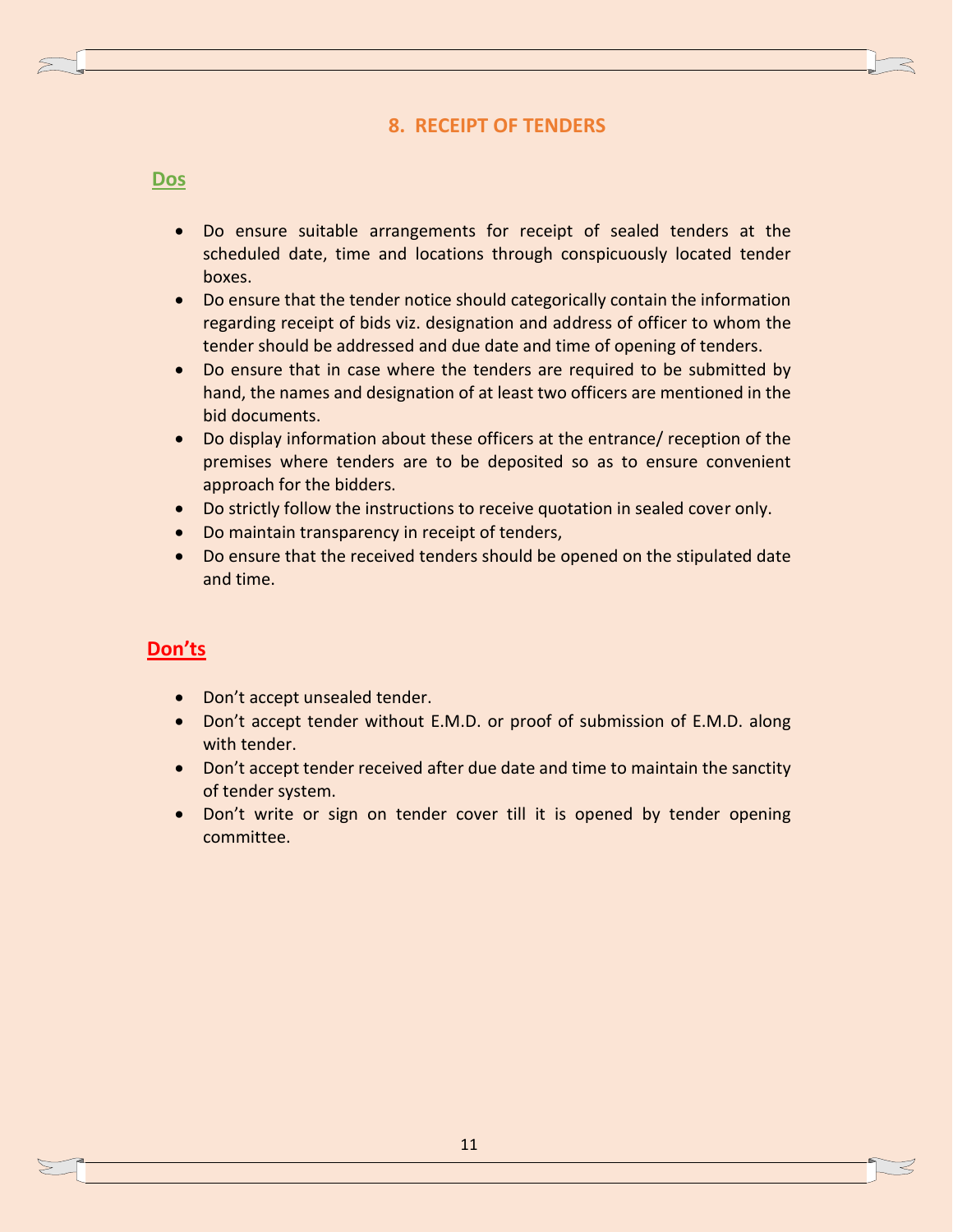## 8. RECEIPT OF TENDERS

### Dos

- Do ensure suitable arrangements for receipt of sealed tenders at the scheduled date, time and locations through conspicuously located tender boxes.
- Do ensure that the tender notice should categorically contain the information regarding receipt of bids viz. designation and address of officer to whom the tender should be addressed and due date and time of opening of tenders.
- Do ensure that in case where the tenders are required to be submitted by hand, the names and designation of at least two officers are mentioned in the bid documents.
- Do display information about these officers at the entrance/ reception of the premises where tenders are to be deposited so as to ensure convenient approach for the bidders.
- Do strictly follow the instructions to receive quotation in sealed cover only.
- Do maintain transparency in receipt of tenders,
- Do ensure that the received tenders should be opened on the stipulated date and time.

### Don'ts

- Don't accept unsealed tender.
- Don't accept tender without E.M.D. or proof of submission of E.M.D. along with tender.
- Don't accept tender received after due date and time to maintain the sanctity of tender system.
- Don't write or sign on tender cover till it is opened by tender opening committee.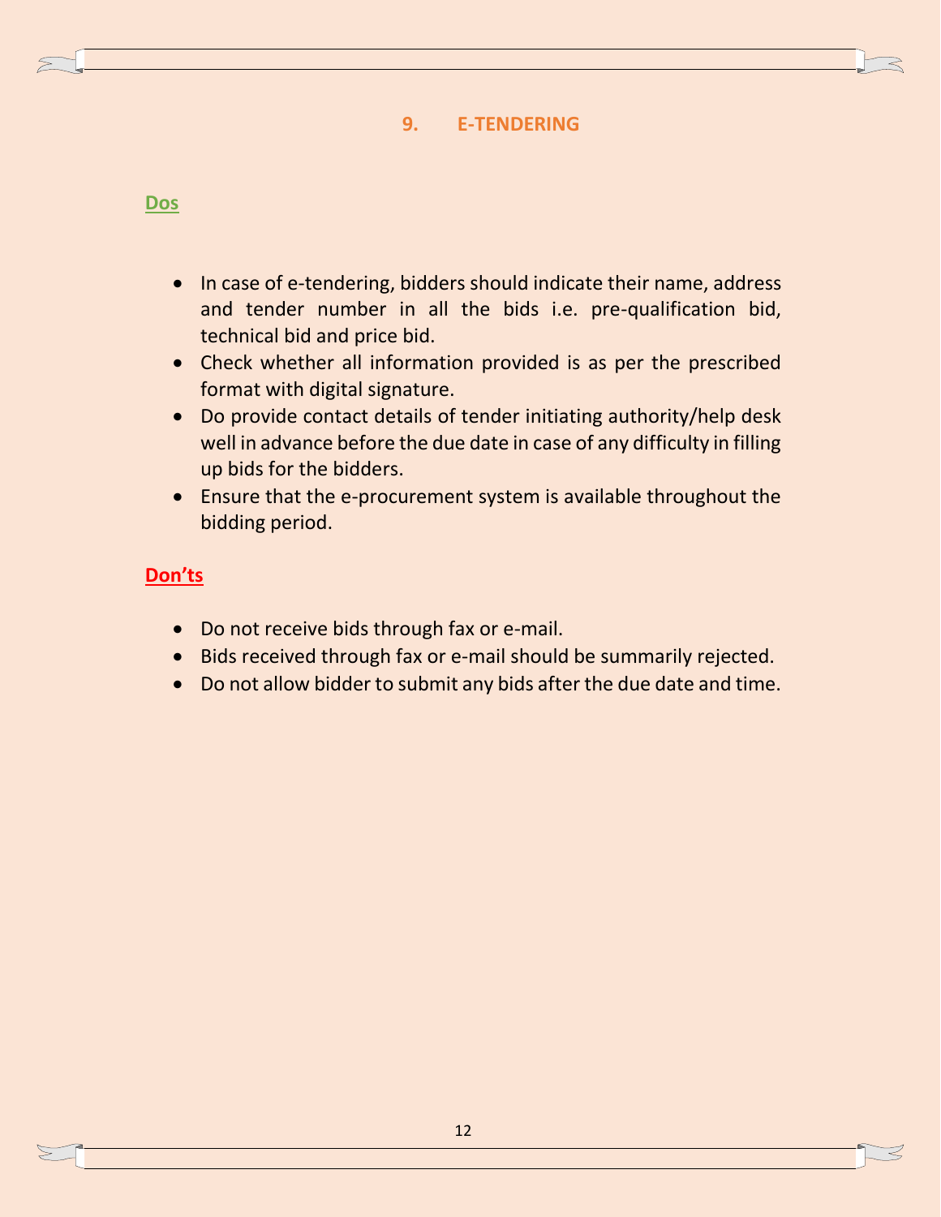## 9. E-TENDERING

**Dos**

- In case of e-tendering, bidders should indicate their name, address and tender number in all the bids i.e. pre-qualification bid, technical bid and price bid.
- Check whether all information provided is as per the prescribed format with digital signature.
- Do provide contact details of tender initiating authority/help desk well in advance before the due date in case of any difficulty in filling up bids for the bidders.
- Ensure that the e-procurement system is available throughout the bidding period.

**Don'ts**

- Do not receive bids through fax or e-mail.
- Bids received through fax or e-mail should be summarily rejected.
- Do not allow bidder to submit any bids after the due date and time.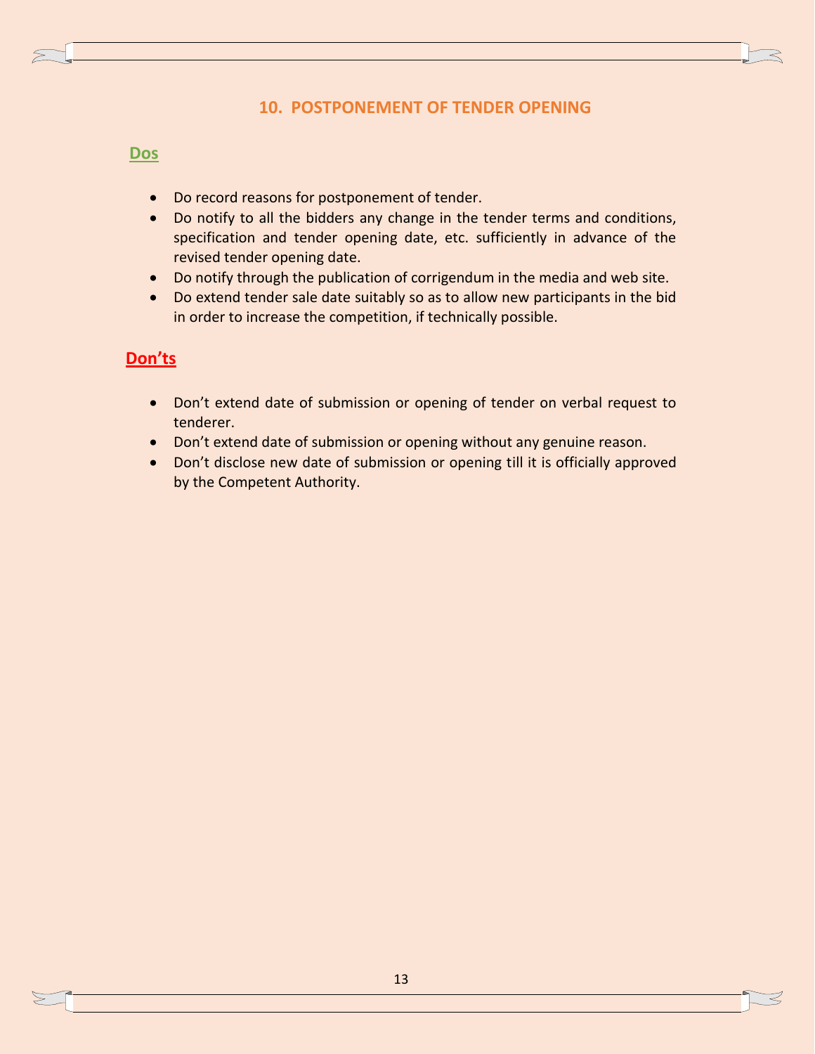## 10. POSTPONEMENT OF TENDER OPENING

### Dos

- Do record reasons for postponement of tender.
- Do notify to all the bidders any change in the tender terms and conditions, specification and tender opening date, etc. sufficiently in advance of the revised tender opening date.
- Do notify through the publication of corrigendum in the media and web site.
- Do extend tender sale date suitably so as to allow new participants in the bid in order to increase the competition, if technically possible.

### Don'ts

- Don't extend date of submission or opening of tender on verbal request to tenderer.
- Don't extend date of submission or opening without any genuine reason.
- Don't disclose new date of submission or opening till it is officially approved by the Competent Authority.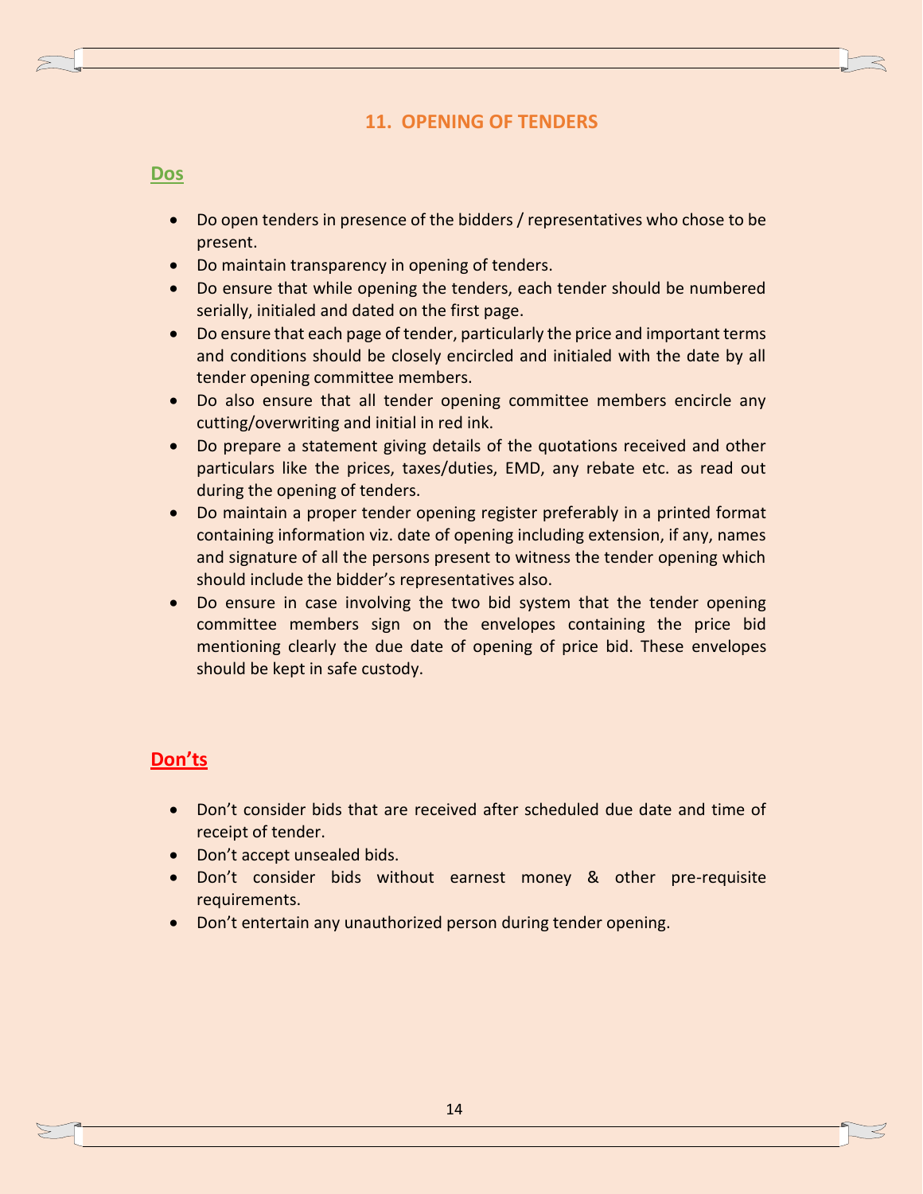## 11. OPENING OF TENDERS

### Dos

- Do open tenders in presence of the bidders / representatives who chose to be present.
- Do maintain transparency in opening of tenders.
- Do ensure that while opening the tenders, each tender should be numbered serially, initialed and dated on the first page.
- Do ensure that each page of tender, particularly the price and important terms and conditions should be closely encircled and initialed with the date by all tender opening committee members.
- Do also ensure that all tender opening committee members encircle any cutting/overwriting and initial in red ink.
- Do prepare a statement giving details of the quotations received and other particulars like the prices, taxes/duties, EMD, any rebate etc. as read out during the opening of tenders.
- Do maintain a proper tender opening register preferably in a printed format containing information viz. date of opening including extension, if any, names and signature of all the persons present to witness the tender opening which should include the bidder's representatives also.
- Do ensure in case involving the two bid system that the tender opening committee members sign on the envelopes containing the price bid mentioning clearly the due date of opening of price bid. These envelopes should be kept in safe custody.

### Don'ts

- Don't consider bids that are received after scheduled due date and time of receipt of tender.
- Don't accept unsealed bids.
- Don't consider bids without earnest money & other pre-requisite requirements.
- Don't entertain any unauthorized person during tender opening.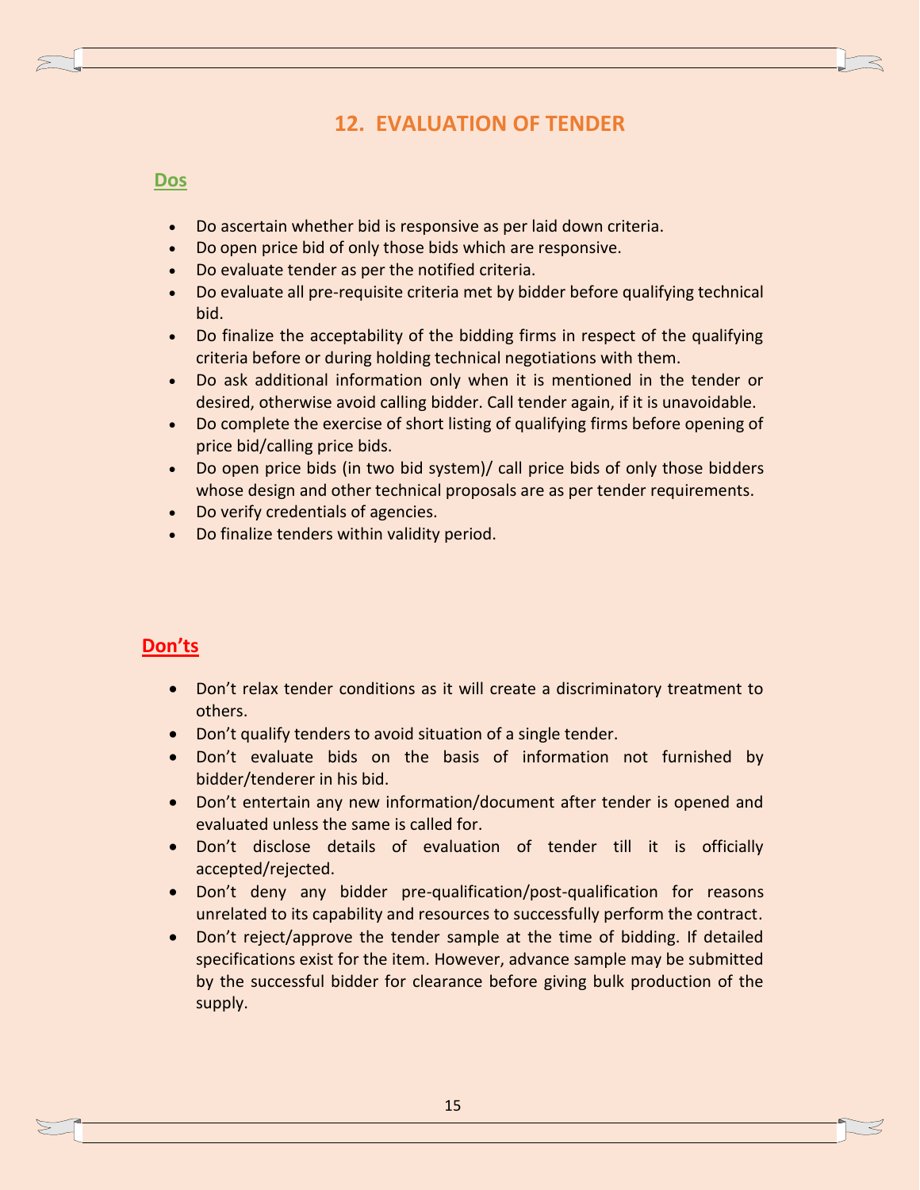## 12. EVALUATION OF TENDER

### Dos

- Do ascertain whether bid is responsive as per laid down criteria.
- Do open price bid of only those bids which are responsive.
- Do evaluate tender as per the notified criteria.
- Do evaluate all pre-requisite criteria met by bidder before qualifying technical bid.
- Do finalize the acceptability of the bidding firms in respect of the qualifying criteria before or during holding technical negotiations with them.
- Do ask additional information only when it is mentioned in the tender or desired, otherwise avoid calling bidder. Call tender again, if it is unavoidable.
- Do complete the exercise of short listing of qualifying firms before opening of price bid/calling price bids.
- Do open price bids (in two bid system)/ call price bids of only those bidders whose design and other technical proposals are as per tender requirements.
- Do verify credentials of agencies.
- Do finalize tenders within validity period.

### Don'ts

- Don't relax tender conditions as it will create a discriminatory treatment to others.
- Don't qualify tenders to avoid situation of a single tender.
- Don't evaluate bids on the basis of information not furnished by bidder/tenderer in his bid.
- Don't entertain any new information/document after tender is opened and evaluated unless the same is called for.
- Don't disclose details of evaluation of tender till it is officially accepted/rejected.
- Don't deny any bidder pre-qualification/post-qualification for reasons unrelated to its capability and resources to successfully perform the contract.
- Don't reject/approve the tender sample at the time of bidding. If detailed specifications exist for the item. However, advance sample may be submitted by the successful bidder for clearance before giving bulk production of the supply.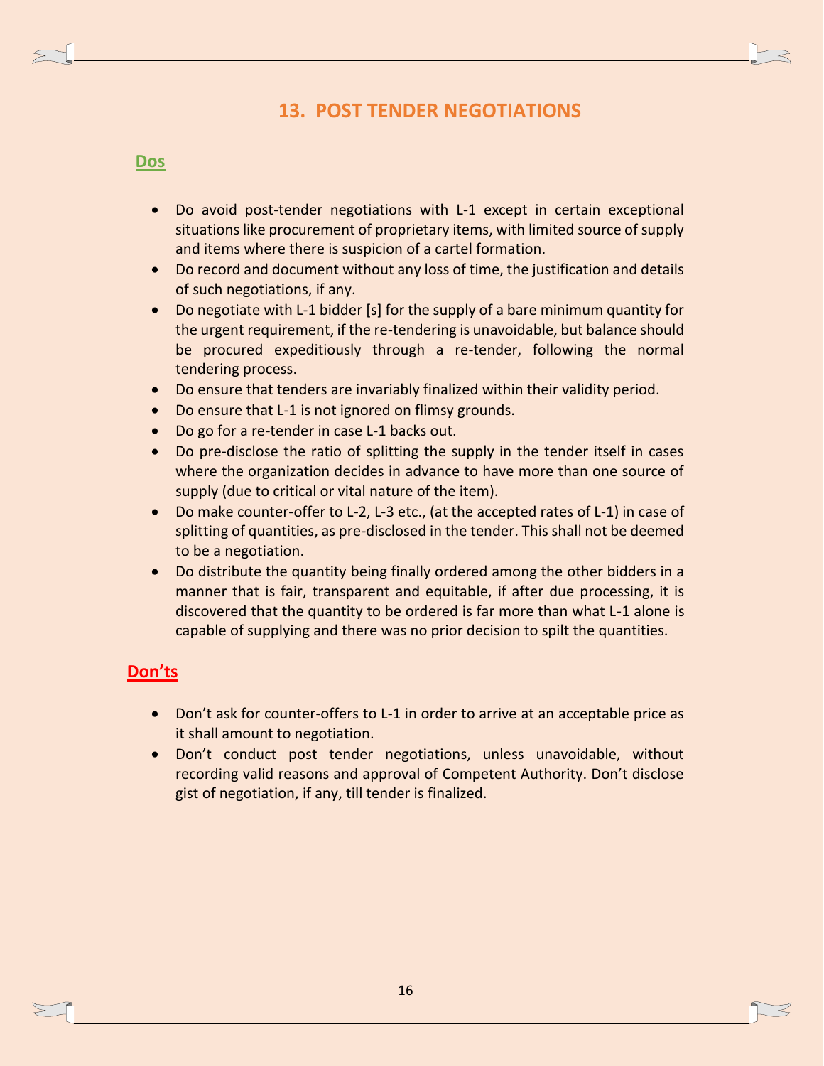# 13. POST TENDER NEGOTIATIONS

## Dos

- Do avoid post-tender negotiations with L-1 except in certain exceptional situations like procurement of proprietary items, with limited source of supply and items where there is suspicion of a cartel formation.
- Do record and document without any loss of time, the justification and details of such negotiations, if any.
- Do negotiate with L-1 bidder [s] for the supply of a bare minimum quantity for the urgent requirement, if the re-tendering is unavoidable, but balance should be procured expeditiously through a re-tender, following the normal tendering process.
- Do ensure that tenders are invariably finalized within their validity period.
- Do ensure that L-1 is not ignored on flimsy grounds.
- Do go for a re-tender in case L-1 backs out.
- Do pre-disclose the ratio of splitting the supply in the tender itself in cases where the organization decides in advance to have more than one source of supply (due to critical or vital nature of the item).
- Do make counter-offer to L-2, L-3 etc., (at the accepted rates of L-1) in case of splitting of quantities, as pre-disclosed in the tender. This shall not be deemed to be a negotiation.
- Do distribute the quantity being finally ordered among the other bidders in a manner that is fair, transparent and equitable, if after due processing, it is discovered that the quantity to be ordered is far more than what L-1 alone is capable of supplying and there was no prior decision to spilt the quantities.

## Don'ts

- Don't ask for counter-offers to L-1 in order to arrive at an acceptable price as it shall amount to negotiation.
- Don't conduct post tender negotiations, unless unavoidable, without recording valid reasons and approval of Competent Authority. Don't disclose gist of negotiation, if any, till tender is finalized.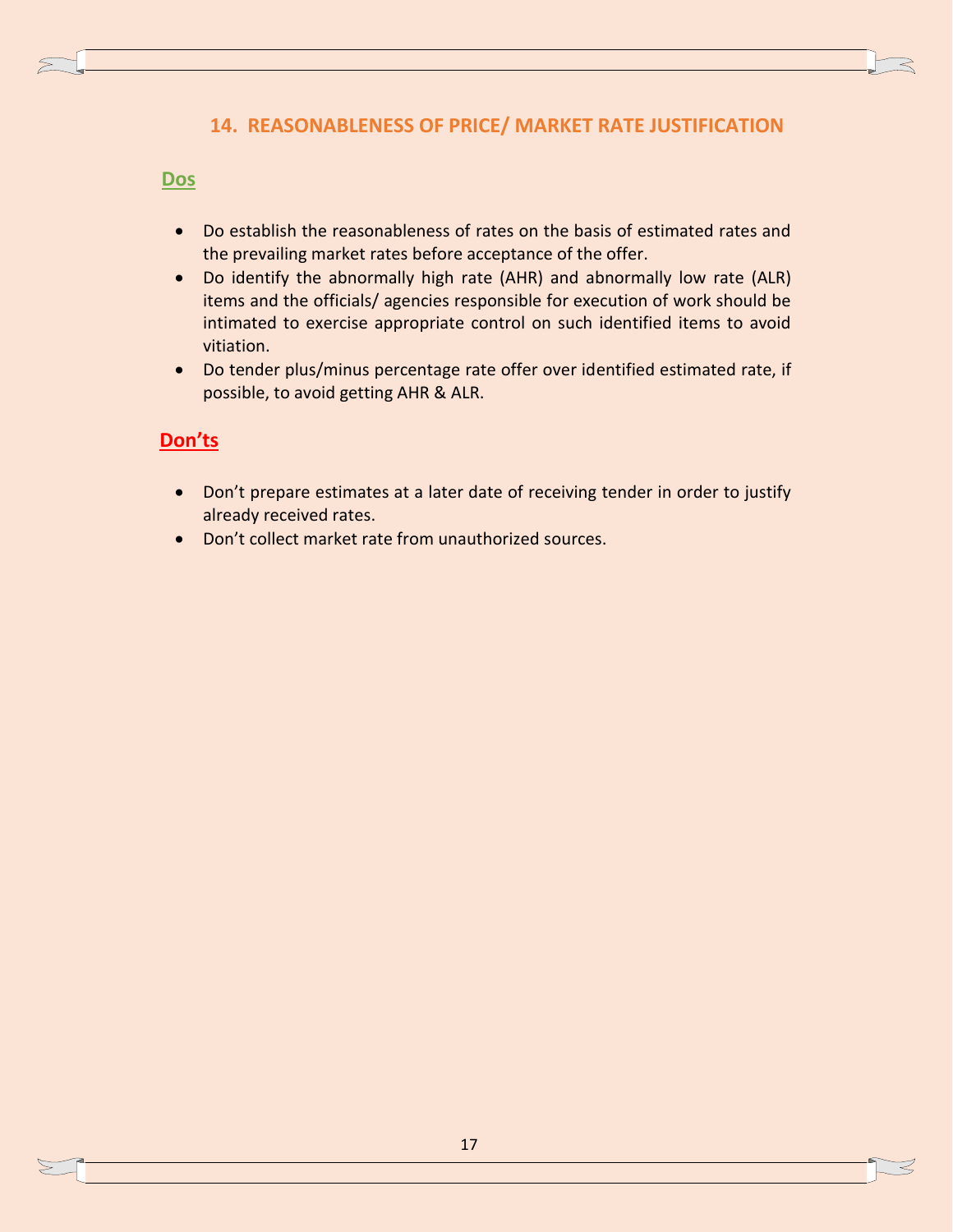## 14. REASONABLENESS OF PRICE/ MARKET RATE JUSTIFICATION

### Dos

- Do establish the reasonableness of rates on the basis of estimated rates and the prevailing market rates before acceptance of the offer.
- Do identify the abnormally high rate (AHR) and abnormally low rate (ALR) items and the officials/ agencies responsible for execution of work should be intimated to exercise appropriate control on such identified items to avoid vitiation.
- Do tender plus/minus percentage rate offer over identified estimated rate, if possible, to avoid getting AHR & ALR.

### Don'ts

- Don't prepare estimates at a later date of receiving tender in order to justify already received rates.
- Don't collect market rate from unauthorized sources.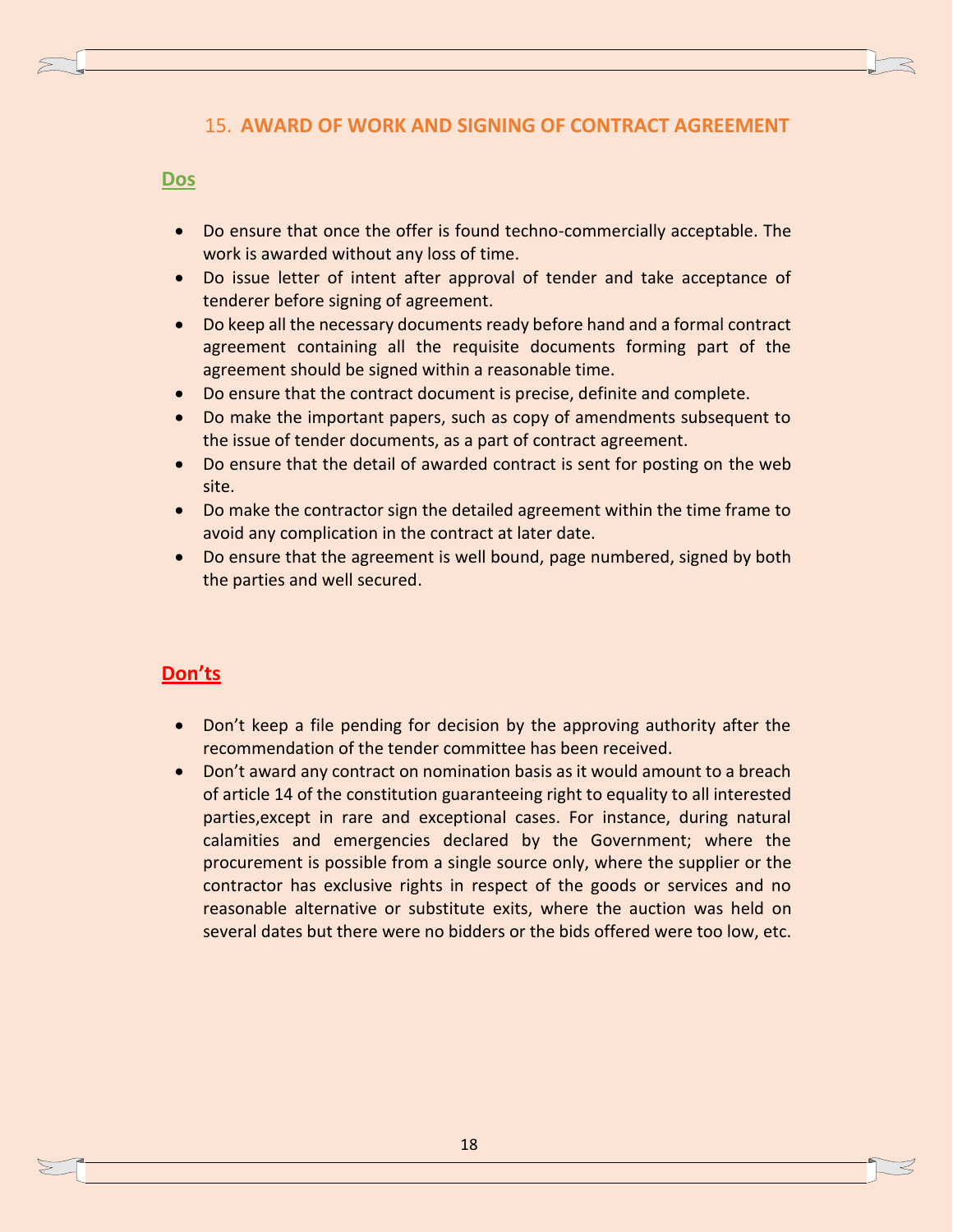## 15. AWARD OF WORK AND SIGNING OF CONTRACT AGREEMENT

### Dos

- Do ensure that once the offer is found techno-commercially acceptable. The work is awarded without any loss of time.
- Do issue letter of intent after approval of tender and take acceptance of tenderer before signing of agreement.
- Do keep all the necessary documents ready before hand and a formal contract agreement containing all the requisite documents forming part of the agreement should be signed within a reasonable time.
- Do ensure that the contract document is precise, definite and complete.
- Do make the important papers, such as copy of amendments subsequent to the issue of tender documents, as a part of contract agreement.
- Do ensure that the detail of awarded contract is sent for posting on the web site.
- Do make the contractor sign the detailed agreement within the time frame to avoid any complication in the contract at later date.
- Do ensure that the agreement is well bound, page numbered, signed by both the parties and well secured.

### Don'ts

- Don't keep a file pending for decision by the approving authority after the recommendation of the tender committee has been received.
- Don't award any contract on nomination basis as it would amount to a breach of article 14 of the constitution guaranteeing right to equality to all interested parties,except in rare and exceptional cases. For instance, during natural calamities and emergencies declared by the Government; where the procurement is possible from a single source only, where the supplier or the contractor has exclusive rights in respect of the goods or services and no reasonable alternative or substitute exits, where the auction was held on several dates but there were no bidders or the bids offered were too low, etc.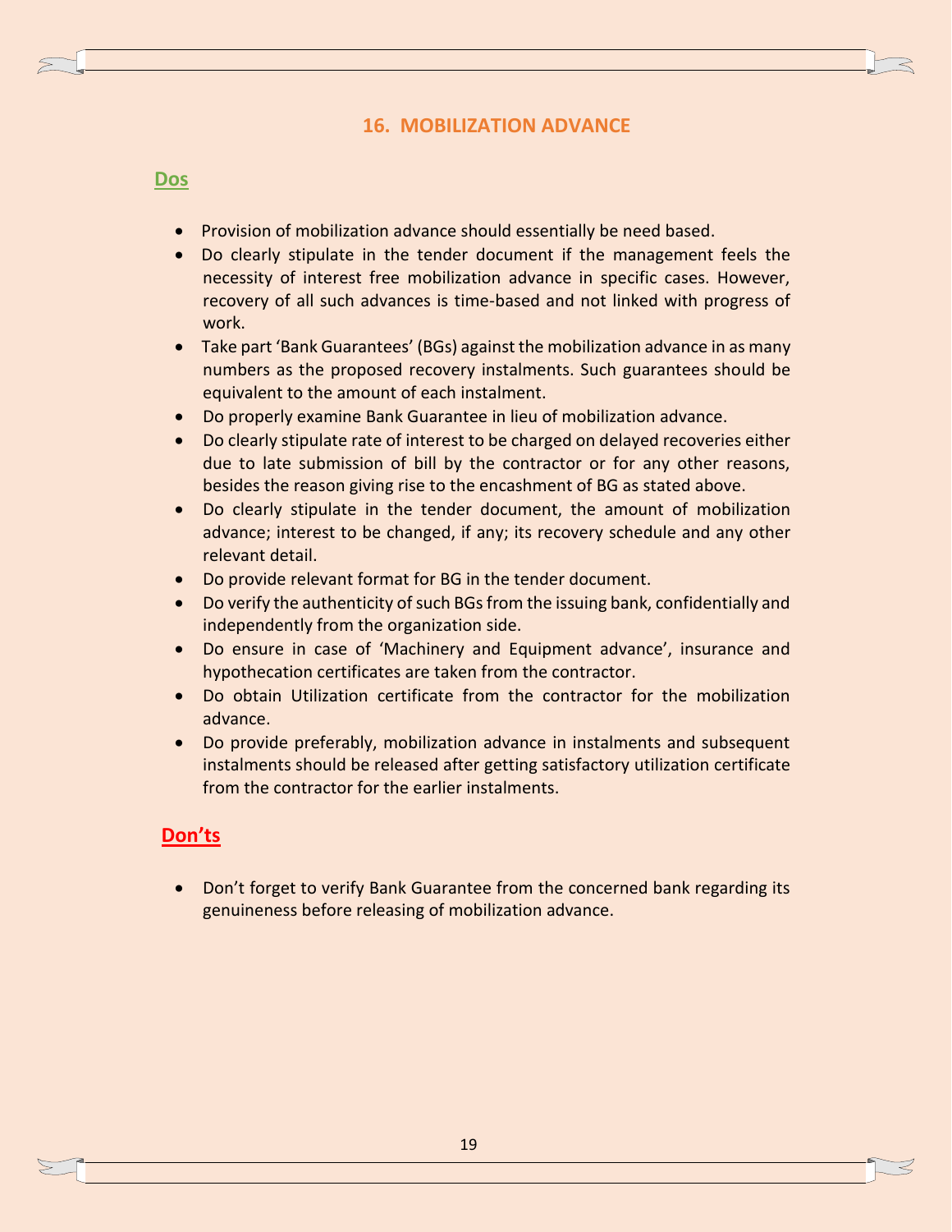## 16. MOBILIZATION ADVANCE

### Dos

- Provision of mobilization advance should essentially be need based.
- Do clearly stipulate in the tender document if the management feels the necessity of interest free mobilization advance in specific cases. However, recovery of all such advances is time-based and not linked with progress of work.
- Take part 'Bank Guarantees' (BGs) against the mobilization advance in as many numbers as the proposed recovery instalments. Such guarantees should be equivalent to the amount of each instalment.
- Do properly examine Bank Guarantee in lieu of mobilization advance.
- Do clearly stipulate rate of interest to be charged on delayed recoveries either due to late submission of bill by the contractor or for any other reasons, besides the reason giving rise to the encashment of BG as stated above.
- Do clearly stipulate in the tender document, the amount of mobilization advance; interest to be changed, if any; its recovery schedule and any other relevant detail.
- Do provide relevant format for BG in the tender document.
- Do verify the authenticity of such BGs from the issuing bank, confidentially and independently from the organization side.
- Do ensure in case of 'Machinery and Equipment advance', insurance and hypothecation certificates are taken from the contractor.
- Do obtain Utilization certificate from the contractor for the mobilization advance.
- Do provide preferably, mobilization advance in instalments and subsequent instalments should be released after getting satisfactory utilization certificate from the contractor for the earlier instalments.

### Don'ts

- Don't forget to verify Bank Guarantee from the concerned bank regarding its genuineness before releasing of mobilization advance.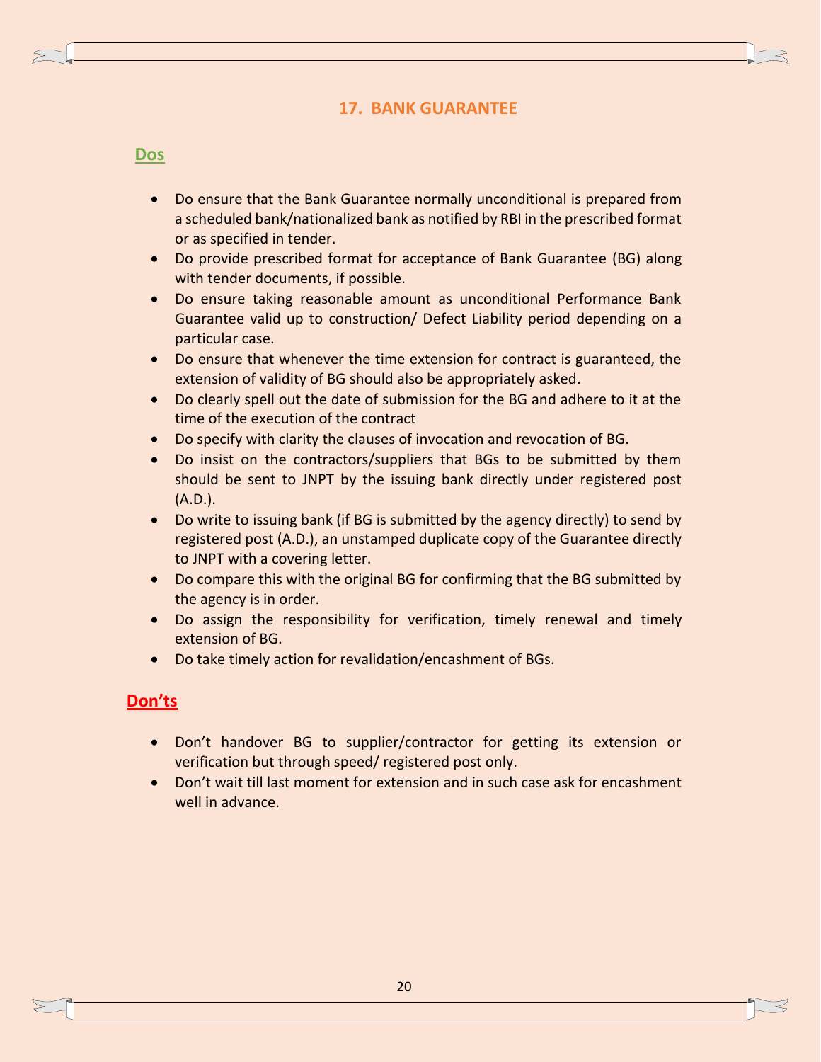## 17. BANK GUARANTEE

### Dos

- Do ensure that the Bank Guarantee normally unconditional is prepared from a scheduled bank/nationalized bank as notified by RBI in the prescribed format or as specified in tender.
- Do provide prescribed format for acceptance of Bank Guarantee (BG) along with tender documents, if possible.
- Do ensure taking reasonable amount as unconditional Performance Bank Guarantee valid up to construction/ Defect Liability period depending on a particular case.
- Do ensure that whenever the time extension for contract is guaranteed, the extension of validity of BG should also be appropriately asked.
- Do clearly spell out the date of submission for the BG and adhere to it at the time of the execution of the contract
- Do specify with clarity the clauses of invocation and revocation of BG.
- Do insist on the contractors/suppliers that BGs to be submitted by them should be sent to JNPT by the issuing bank directly under registered post (A.D.).
- Do write to issuing bank (if BG is submitted by the agency directly) to send by registered post (A.D.), an unstamped duplicate copy of the Guarantee directly to JNPT with a covering letter.
- Do compare this with the original BG for confirming that the BG submitted by the agency is in order.
- Do assign the responsibility for verification, timely renewal and timely extension of BG.
- Do take timely action for revalidation/encashment of BGs.

### Don’ts

- Don’t handover BG to supplier/contractor for getting its extension or verification but through speed/ registered post only.
- Don’t wait till last moment for extension and in such case ask for encashment well in advance.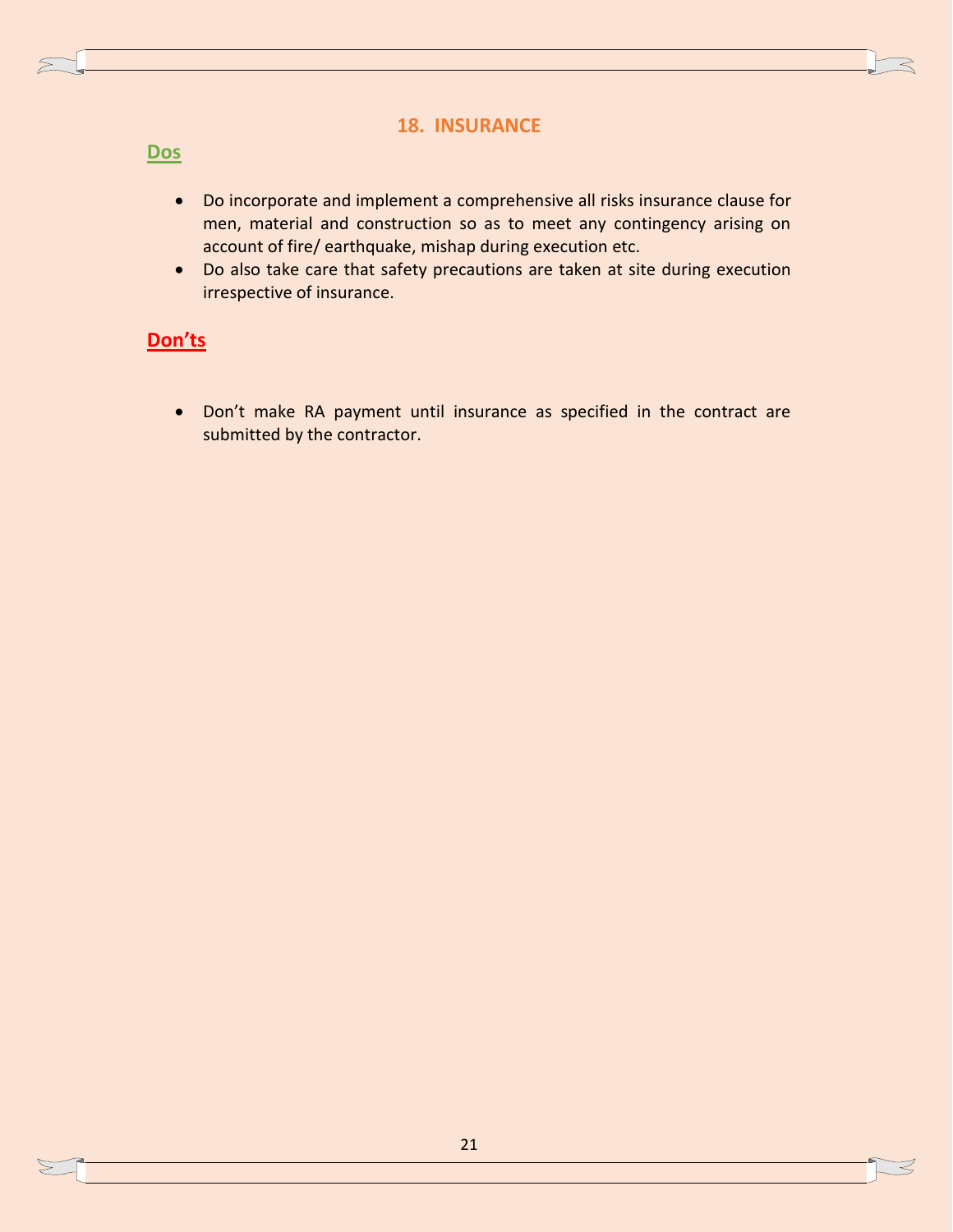## 18. INSURANCE

### Dos

- Do incorporate and implement a comprehensive all risks insurance clause for men, material and construction so as to meet any contingency arising on account of fire/ earthquake, mishap during execution etc.
- Do also take care that safety precautions are taken at site during execution irrespective of insurance.

### Don'ts

- Don't make RA payment until insurance as specified in the contract are submitted by the contractor.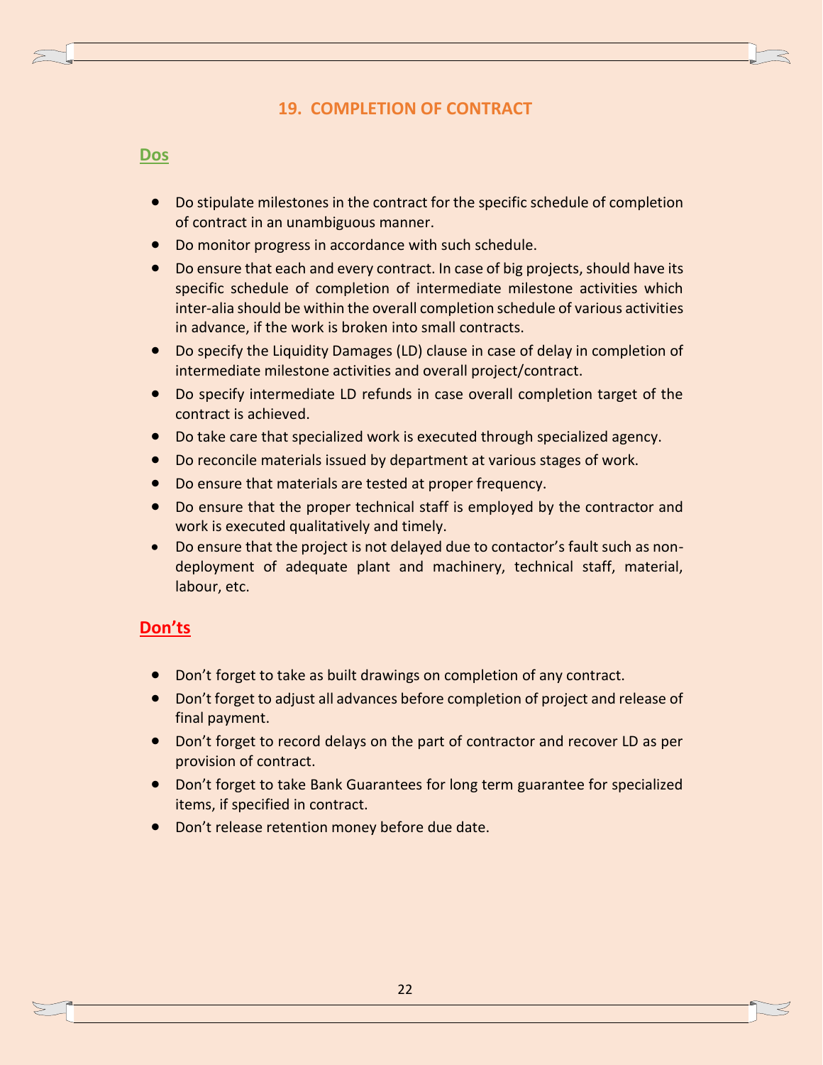## 19. COMPLETION OF CONTRACT

### Dos

- Do stipulate milestones in the contract for the specific schedule of completion of contract in an unambiguous manner.
- Do monitor progress in accordance with such schedule.
- Do ensure that each and every contract. In case of big projects, should have its specific schedule of completion of intermediate milestone activities which inter-alia should be within the overall completion schedule of various activities in advance, if the work is broken into small contracts.
- Do specify the Liquidity Damages (LD) clause in case of delay in completion of intermediate milestone activities and overall project/contract.
- Do specify intermediate LD refunds in case overall completion target of the contract is achieved.
- Do take care that specialized work is executed through specialized agency.
- Do reconcile materials issued by department at various stages of work.
- Do ensure that materials are tested at proper frequency.
- Do ensure that the proper technical staff is employed by the contractor and work is executed qualitatively and timely.
- Do ensure that the project is not delayed due to contactor's fault such as non-deployment of adequate plant and machinery, technical staff, material, labour, etc.

### Don'ts

- Don't forget to take as built drawings on completion of any contract.
- Don't forget to adjust all advances before completion of project and release of final payment.
- Don't forget to record delays on the part of contractor and recover LD as per provision of contract.
- Don't forget to take Bank Guarantees for long term guarantee for specialized items, if specified in contract.
- Don't release retention money before due date.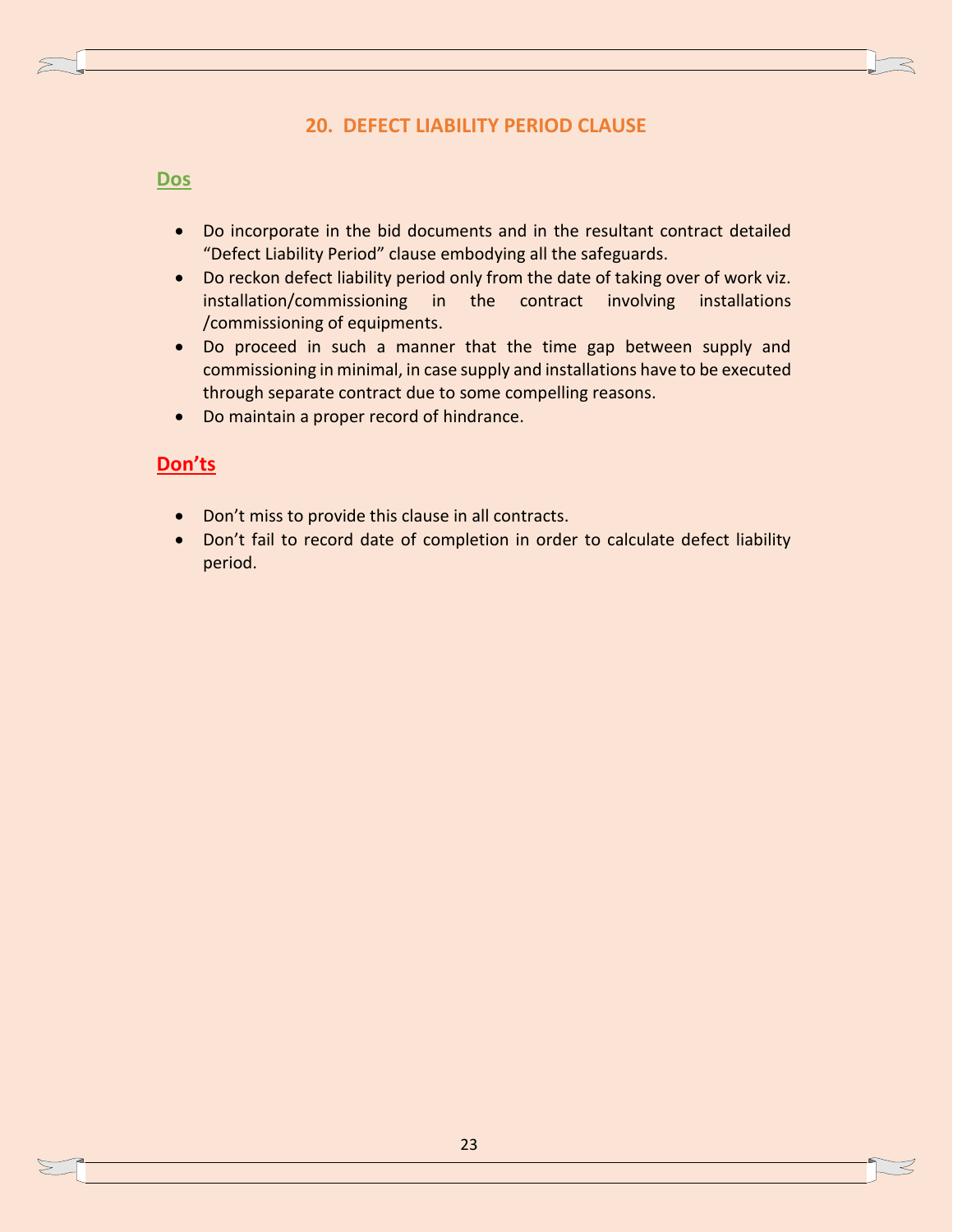## 20. DEFECT LIABILITY PERIOD CLAUSE

### Dos

- Do incorporate in the bid documents and in the resultant contract detailed “Defect Liability Period” clause embodying all the safeguards.
- Do reckon defect liability period only from the date of taking over of work viz. installation/commissioning in the contract involving installations /commissioning of equipments.
- Do proceed in such a manner that the time gap between supply and commissioning in minimal, in case supply and installations have to be executed through separate contract due to some compelling reasons.
- Do maintain a proper record of hindrance.

### Don’ts

- Don’t miss to provide this clause in all contracts.
- Don’t fail to record date of completion in order to calculate defect liability period.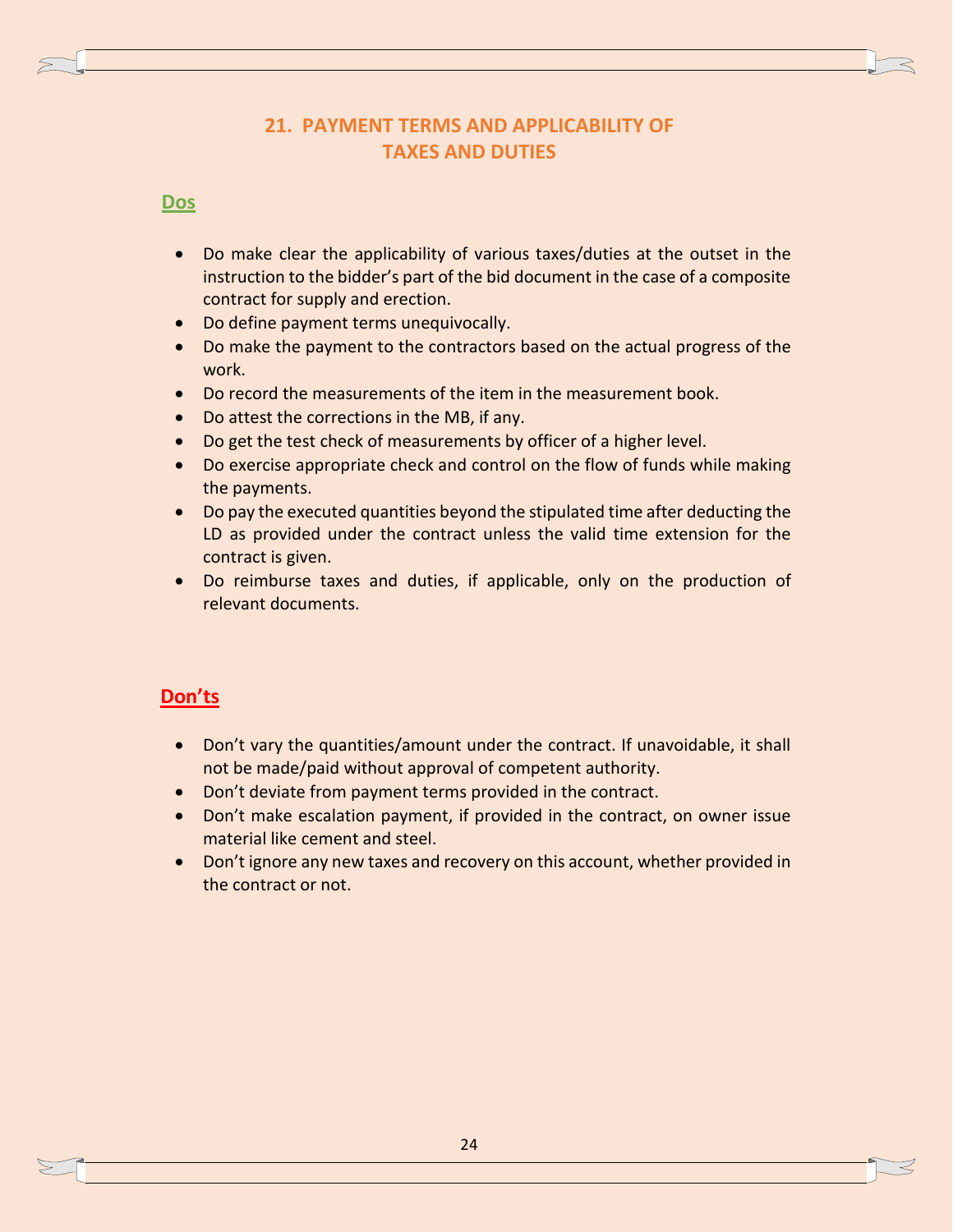## 21. PAYMENT TERMS AND APPLICABILITY OF TAXES AND DUTIES

### Dos

- Do make clear the applicability of various taxes/duties at the outset in the instruction to the bidder's part of the bid document in the case of a composite contract for supply and erection.
- Do define payment terms unequivocally.
- Do make the payment to the contractors based on the actual progress of the work.
- Do record the measurements of the item in the measurement book.
- Do attest the corrections in the MB, if any.
- Do get the test check of measurements by officer of a higher level.
- Do exercise appropriate check and control on the flow of funds while making the payments.
- Do pay the executed quantities beyond the stipulated time after deducting the LD as provided under the contract unless the valid time extension for the contract is given.
- Do reimburse taxes and duties, if applicable, only on the production of relevant documents.

### Don'ts

- Don't vary the quantities/amount under the contract. If unavoidable, it shall not be made/paid without approval of competent authority.
- Don't deviate from payment terms provided in the contract.
- Don't make escalation payment, if provided in the contract, on owner issue material like cement and steel.
- Don't ignore any new taxes and recovery on this account, whether provided in the contract or not.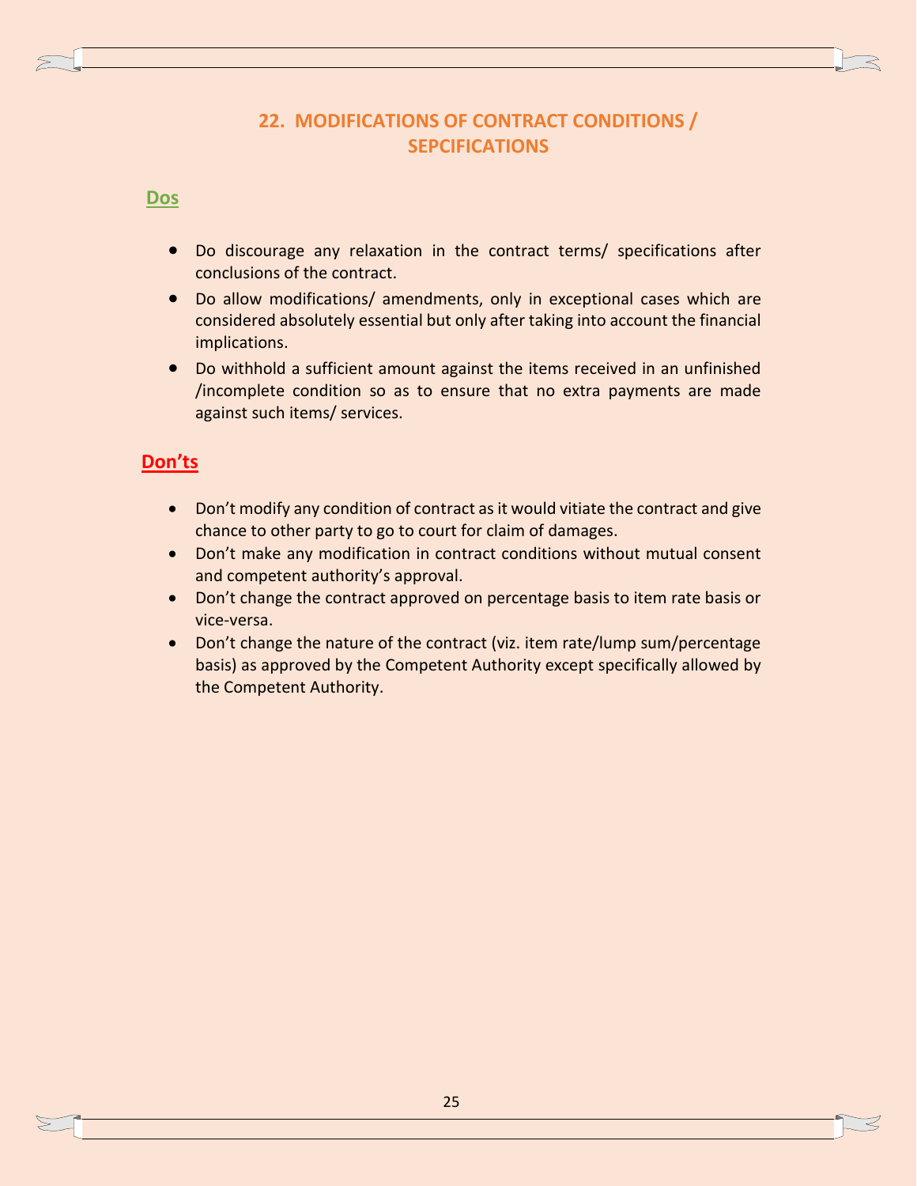## 22. MODIFICATIONS OF CONTRACT CONDITIONS / SEPCIFICATIONS

### Dos

- Do discourage any relaxation in the contract terms/ specifications after conclusions of the contract.
- Do allow modifications/ amendments, only in exceptional cases which are considered absolutely essential but only after taking into account the financial implications.
- Do withhold a sufficient amount against the items received in an unfinished /incomplete condition so as to ensure that no extra payments are made against such items/ services.

### Don'ts

- Don't modify any condition of contract as it would vitiate the contract and give chance to other party to go to court for claim of damages.
- Don't make any modification in contract conditions without mutual consent and competent authority's approval.
- Don't change the contract approved on percentage basis to item rate basis or vice-versa.
- Don't change the nature of the contract (viz. item rate/lump sum/percentage basis) as approved by the Competent Authority except specifically allowed by the Competent Authority.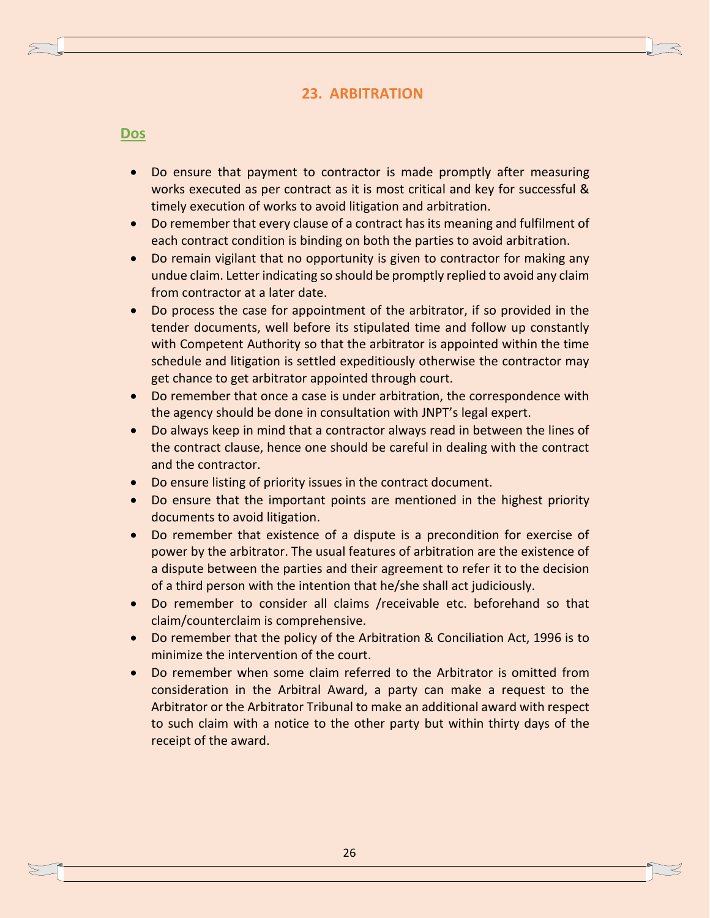## 23. ARBITRATION

### Dos

- Do ensure that payment to contractor is made promptly after measuring works executed as per contract as it is most critical and key for successful & timely execution of works to avoid litigation and arbitration.
- Do remember that every clause of a contract has its meaning and fulfilment of each contract condition is binding on both the parties to avoid arbitration.
- Do remain vigilant that no opportunity is given to contractor for making any undue claim. Letter indicating so should be promptly replied to avoid any claim from contractor at a later date.
- Do process the case for appointment of the arbitrator, if so provided in the tender documents, well before its stipulated time and follow up constantly with Competent Authority so that the arbitrator is appointed within the time schedule and litigation is settled expeditiously otherwise the contractor may get chance to get arbitrator appointed through court.
- Do remember that once a case is under arbitration, the correspondence with the agency should be done in consultation with JNPT's legal expert.
- Do always keep in mind that a contractor always read in between the lines of the contract clause, hence one should be careful in dealing with the contract and the contractor.
- Do ensure listing of priority issues in the contract document.
- Do ensure that the important points are mentioned in the highest priority documents to avoid litigation.
- Do remember that existence of a dispute is a precondition for exercise of power by the arbitrator. The usual features of arbitration are the existence of a dispute between the parties and their agreement to refer it to the decision of a third person with the intention that he/she shall act judiciously.
- Do remember to consider all claims /receivable etc. beforehand so that claim/counterclaim is comprehensive.
- Do remember that the policy of the Arbitration & Conciliation Act, 1996 is to minimize the intervention of the court.
- Do remember when some claim referred to the Arbitrator is omitted from consideration in the Arbitral Award, a party can make a request to the Arbitrator or the Arbitrator Tribunal to make an additional award with respect to such claim with a notice to the other party but within thirty days of the receipt of the award.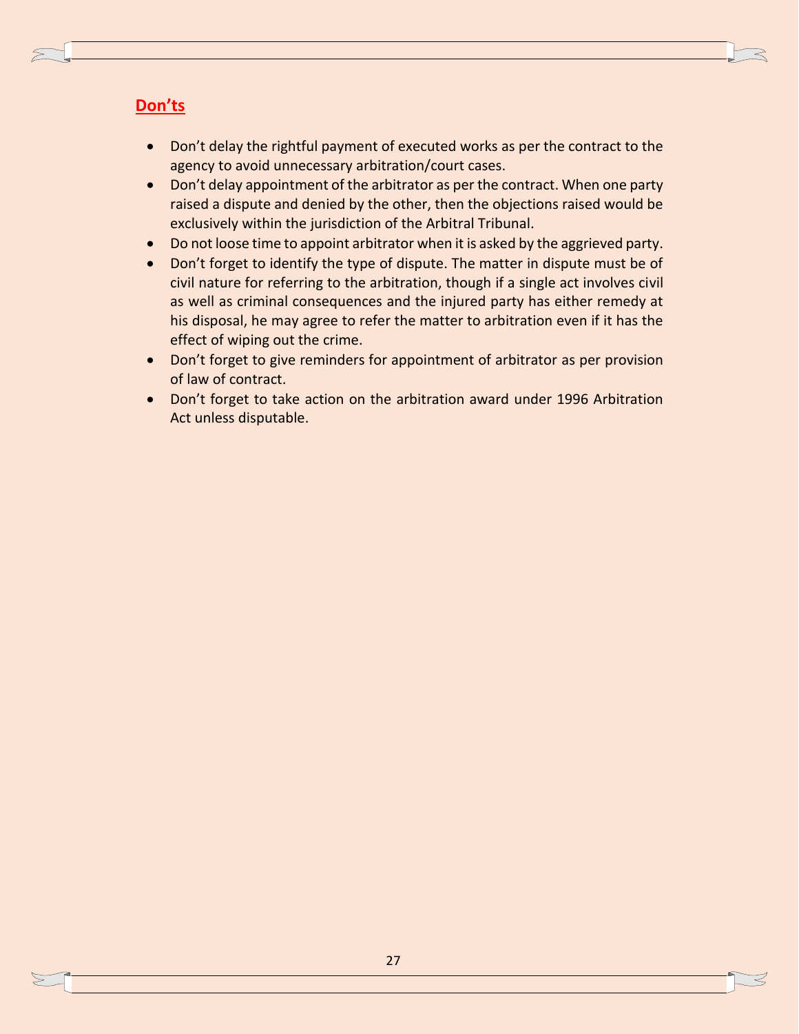## **Don'ts**

- Don't delay the rightful payment of executed works as per the contract to the agency to avoid unnecessary arbitration/court cases.
- Don't delay appointment of the arbitrator as per the contract. When one party raised a dispute and denied by the other, then the objections raised would be exclusively within the jurisdiction of the Arbitral Tribunal.
- Do not loose time to appoint arbitrator when it is asked by the aggrieved party.
- Don't forget to identify the type of dispute. The matter in dispute must be of civil nature for referring to the arbitration, though if a single act involves civil as well as criminal consequences and the injured party has either remedy at his disposal, he may agree to refer the matter to arbitration even if it has the effect of wiping out the crime.
- Don't forget to give reminders for appointment of arbitrator as per provision of law of contract.
- Don't forget to take action on the arbitration award under 1996 Arbitration Act unless disputable.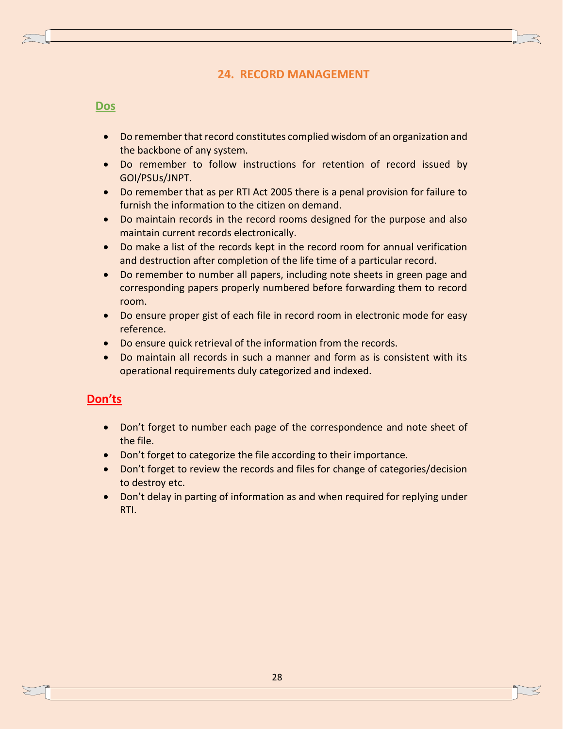## 24. RECORD MANAGEMENT

### Dos

- Do remember that record constitutes complied wisdom of an organization and the backbone of any system.
- Do remember to follow instructions for retention of record issued by GOI/PSUs/JNPT.
- Do remember that as per RTI Act 2005 there is a penal provision for failure to furnish the information to the citizen on demand.
- Do maintain records in the record rooms designed for the purpose and also maintain current records electronically.
- Do make a list of the records kept in the record room for annual verification and destruction after completion of the life time of a particular record.
- Do remember to number all papers, including note sheets in green page and corresponding papers properly numbered before forwarding them to record room.
- Do ensure proper gist of each file in record room in electronic mode for easy reference.
- Do ensure quick retrieval of the information from the records.
- Do maintain all records in such a manner and form as is consistent with its operational requirements duly categorized and indexed.

### Don'ts

- Don't forget to number each page of the correspondence and note sheet of the file.
- Don't forget to categorize the file according to their importance.
- Don't forget to review the records and files for change of categories/decision to destroy etc.
- Don't delay in parting of information as and when required for replying under RTI.